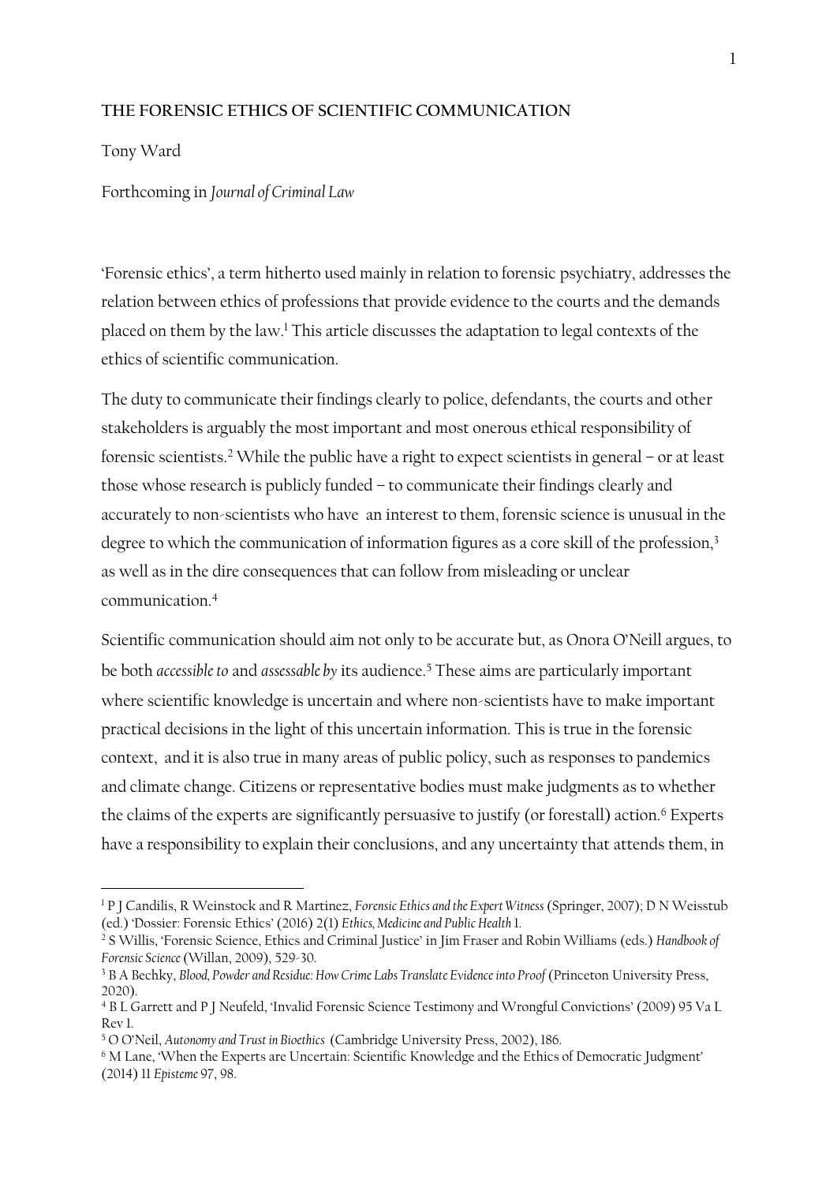**THE FORENSIC ETHICS OF SCIENTIFIC COMMUNICATION**

Tony Ward

Forthcoming in *Journal of Criminal Law*

'Forensic ethics', a term hitherto used mainly in relation to forensic psychiatry, addresses the relation between ethics of professions that provide evidence to the courts and the demands placed on them by the law.[1] This article discusses the adaptation to legal contexts of the ethics of scientific communication.

The duty to communicate their findings clearly to police, defendants, the courts and other stakeholders is arguably the most important and most onerous ethical responsibility of forensic scientists.[2] While the public have a right to expect scientists in general – or at least those whose research is publicly funded – to communicate their findings clearly and accurately to non-scientists who have an interest to them, forensic science is unusual in the degree to which the communication of information figures as a core skill of the profession,[3] as well as in the dire consequences that can follow from misleading or unclear communication.[4]

Scientific communication should aim not only to be accurate but, as Onora O'Neill argues, to be both *accessible to* and *assessable by* its audience.[5] These aims are particularly important where scientific knowledge is uncertain and where non-scientists have to make important practical decisions in the light of this uncertain information. This is true in the forensic context, and it is also true in many areas of public policy, such as responses to pandemics and climate change. Citizens or representative bodies must make judgments as to whether the claims of the experts are significantly persuasive to justify (or forestall) action.[6] Experts have a responsibility to explain their conclusions, and any uncertainty that attends them, in

---

[1] P J Candilis, R Weinstock and R Martinez, *Forensic Ethics and the Expert Witness* (Springer, 2007); D N Weisstub (ed.) 'Dossier: Forensic Ethics' (2016) 2(1) *Ethics, Medicine and Public Health* 1.

[2] S Willis, 'Forensic Science, Ethics and Criminal Justice' in Jim Fraser and Robin Williams (eds.) *Handbook of Forensic Science* (Willan, 2009), 529-30.

[3] B A Bechky, *Blood, Powder and Residue: How Crime Labs Translate Evidence into Proof* (Princeton University Press, 2020).

[4] B L Garrett and P J Neufeld, 'Invalid Forensic Science Testimony and Wrongful Convictions' (2009) 95 Va L Rev 1.

[5] O O'Neil, *Autonomy and Trust in Bioethics* (Cambridge University Press, 2002), 186.

[6] M Lane, 'When the Experts are Uncertain: Scientific Knowledge and the Ethics of Democratic Judgment' (2014) 11 *Episteme* 97, 98.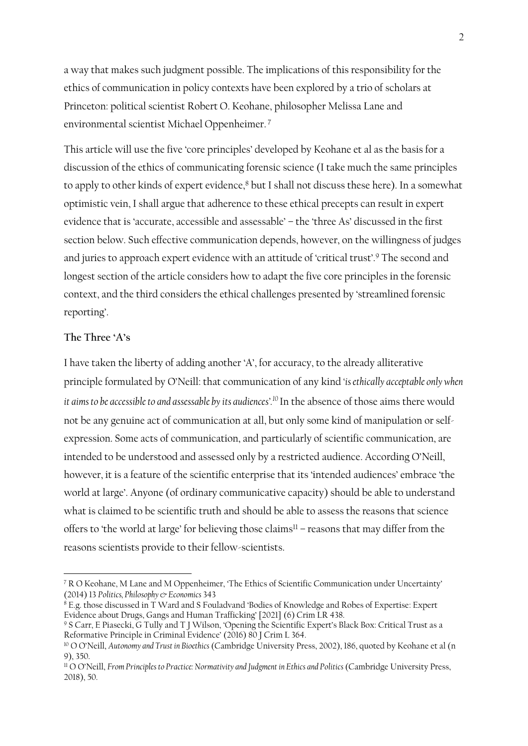a way that makes such judgment possible. The implications of this responsibility for the ethics of communication in policy contexts have been explored by a trio of scholars at Princeton: political scientist Robert O. Keohane, philosopher Melissa Lane and environmental scientist Michael Oppenheimer. [7]

This article will use the five 'core principles' developed by Keohane et al as the basis for a discussion of the ethics of communicating forensic science (I take much the same principles to apply to other kinds of expert evidence,[8] but I shall not discuss these here). In a somewhat optimistic vein, I shall argue that adherence to these ethical precepts can result in expert evidence that is 'accurate, accessible and assessable' – the 'three As' discussed in the first section below. Such effective communication depends, however, on the willingness of judges and juries to approach expert evidence with an attitude of 'critical trust'.[9] The second and longest section of the article considers how to adapt the five core principles in the forensic context, and the third considers the ethical challenges presented by 'streamlined forensic reporting'.

**The Three 'A's**

I have taken the liberty of adding another 'A', for accuracy, to the already alliterative principle formulated by O'Neill: that communication of any kind '*is ethically acceptable only when it aims to be accessible to and assessable by its audiences*'.[10] In the absence of those aims there would not be any genuine act of communication at all, but only some kind of manipulation or self-expression. Some acts of communication, and particularly of scientific communication, are intended to be understood and assessed only by a restricted audience. According O'Neill, however, it is a feature of the scientific enterprise that its 'intended audiences' embrace 'the world at large'. Anyone (of ordinary communicative capacity) should be able to understand what is claimed to be scientific truth and should be able to assess the reasons that science offers to 'the world at large' for believing those claims[11] – reasons that may differ from the reasons scientists provide to their fellow-scientists.

---

[7] R O Keohane, M Lane and M Oppenheimer, 'The Ethics of Scientific Communication under Uncertainty' (2014) 13 *Politics, Philosophy & Economics* 343

[8] E.g. those discussed in T Ward and S Fouladvand 'Bodies of Knowledge and Robes of Expertise: Expert Evidence about Drugs, Gangs and Human Trafficking' [2021] (6) Crim LR 438.

[9] S Carr, E Piasecki, G Tully and T J Wilson, 'Opening the Scientific Expert's Black Box: Critical Trust as a Reformative Principle in Criminal Evidence' (2016) 80 J Crim L 364.

[10] O O'Neill, *Autonomy and Trust in Bioethics* (Cambridge University Press, 2002), 186, quoted by Keohane et al (n 9), 350.

[11] O O'Neill, *From Principles to Practice: Normativity and Judgment in Ethics and Politics* (Cambridge University Press, 2018), 50.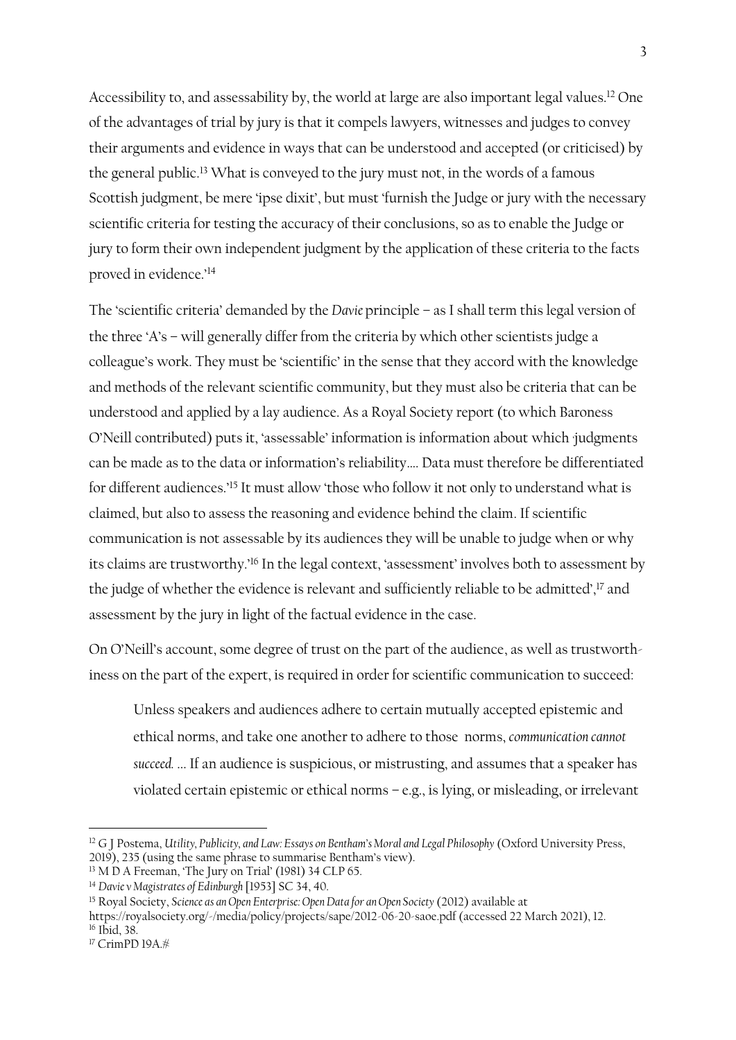Accessibility to, and assessability by, the world at large are also important legal values.[12] One of the advantages of trial by jury is that it compels lawyers, witnesses and judges to convey their arguments and evidence in ways that can be understood and accepted (or criticised) by the general public.[13] What is conveyed to the jury must not, in the words of a famous Scottish judgment, be mere 'ipse dixit', but must 'furnish the Judge or jury with the necessary scientific criteria for testing the accuracy of their conclusions, so as to enable the Judge or jury to form their own independent judgment by the application of these criteria to the facts proved in evidence.'[14]

The 'scientific criteria' demanded by the *Davie* principle – as I shall term this legal version of the three 'A's – will generally differ from the criteria by which other scientists judge a colleague's work. They must be 'scientific' in the sense that they accord with the knowledge and methods of the relevant scientific community, but they must also be criteria that can be understood and applied by a lay audience. As a Royal Society report (to which Baroness O'Neill contributed) puts it, 'assessable' information is information about which 'judgments can be made as to the data or information's reliability.... Data must therefore be differentiated for different audiences.'[15] It must allow 'those who follow it not only to understand what is claimed, but also to assess the reasoning and evidence behind the claim. If scientific communication is not assessable by its audiences they will be unable to judge when or why its claims are trustworthy.'[16] In the legal context, 'assessment' involves both to assessment by the judge of whether the evidence is relevant and sufficiently reliable to be admitted',[17] and assessment by the jury in light of the factual evidence in the case.

On O'Neill's account, some degree of trust on the part of the audience, as well as trustworthiness on the part of the expert, is required in order for scientific communication to succeed:

> Unless speakers and audiences adhere to certain mutually accepted epistemic and ethical norms, and take one another to adhere to those norms, *communication cannot succeed.* ... If an audience is suspicious, or mistrusting, and assumes that a speaker has violated certain epistemic or ethical norms – e.g., is lying, or misleading, or irrelevant

---

[12] G J Postema, *Utility, Publicity, and Law: Essays on Bentham's Moral and Legal Philosophy* (Oxford University Press, 2019), 235 (using the same phrase to summarise Bentham's view).

[13] M D A Freeman, 'The Jury on Trial' (1981) 34 CLP 65.

[14] *Davie v Magistrates of Edinburgh* [1953] SC 34, 40.

[15] Royal Society, *Science as an Open Enterprise: Open Data for an Open Society* (2012) available at https://royalsociety.org/-/media/policy/projects/sape/2012-06-20-saoe.pdf (accessed 22 March 2021), 12.

[16] Ibid, 38.

[17] CrimPD 19A.#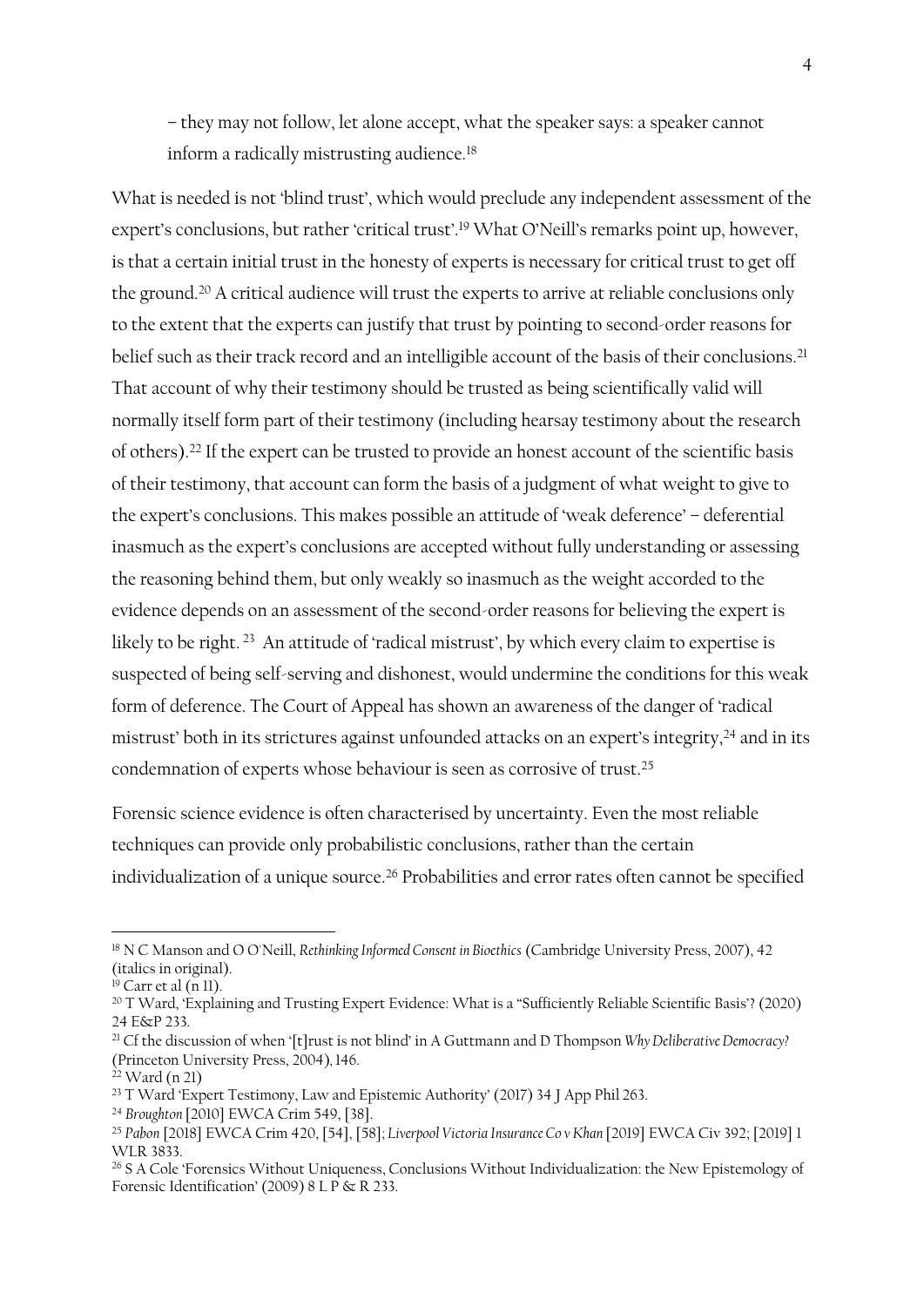– they may not follow, let alone accept, what the speaker says: a speaker cannot inform a radically mistrusting audience.[18]

What is needed is not 'blind trust', which would preclude any independent assessment of the expert's conclusions, but rather 'critical trust'.[19] What O'Neill's remarks point up, however, is that a certain initial trust in the honesty of experts is necessary for critical trust to get off the ground.[20] A critical audience will trust the experts to arrive at reliable conclusions only to the extent that the experts can justify that trust by pointing to second-order reasons for belief such as their track record and an intelligible account of the basis of their conclusions.[21] That account of why their testimony should be trusted as being scientifically valid will normally itself form part of their testimony (including hearsay testimony about the research of others).[22] If the expert can be trusted to provide an honest account of the scientific basis of their testimony, that account can form the basis of a judgment of what weight to give to the expert's conclusions. This makes possible an attitude of 'weak deference' – deferential inasmuch as the expert's conclusions are accepted without fully understanding or assessing the reasoning behind them, but only weakly so inasmuch as the weight accorded to the evidence depends on an assessment of the second-order reasons for believing the expert is likely to be right.[23] An attitude of 'radical mistrust', by which every claim to expertise is suspected of being self-serving and dishonest, would undermine the conditions for this weak form of deference. The Court of Appeal has shown an awareness of the danger of 'radical mistrust' both in its strictures against unfounded attacks on an expert's integrity,[24] and in its condemnation of experts whose behaviour is seen as corrosive of trust.[25]

Forensic science evidence is often characterised by uncertainty. Even the most reliable techniques can provide only probabilistic conclusions, rather than the certain individualization of a unique source.[26] Probabilities and error rates often cannot be specified

---

[18] N C Manson and O O'Neill, *Rethinking Informed Consent in Bioethics* (Cambridge University Press, 2007), 42 (italics in original).

[19] Carr et al (n 11).

[20] T Ward, 'Explaining and Trusting Expert Evidence: What is a "Sufficiently Reliable Scientific Basis"? (2020) 24 E&P 233.

[21] Cf the discussion of when '[t]rust is not blind' in A Guttmann and D Thompson *Why Deliberative Democracy?* (Princeton University Press, 2004), 146.

[22] Ward (n 21)

[23] T Ward 'Expert Testimony, Law and Epistemic Authority' (2017) 34 J App Phil 263.

[24] *Broughton* [2010] EWCA Crim 549, [38].

[25] *Pabon* [2018] EWCA Crim 420, [54], [58]; *Liverpool Victoria Insurance Co v Khan* [2019] EWCA Civ 392; [2019] 1 WLR 3833.

[26] S A Cole 'Forensics Without Uniqueness, Conclusions Without Individualization: the New Epistemology of Forensic Identification' (2009) 8 L P & R 233.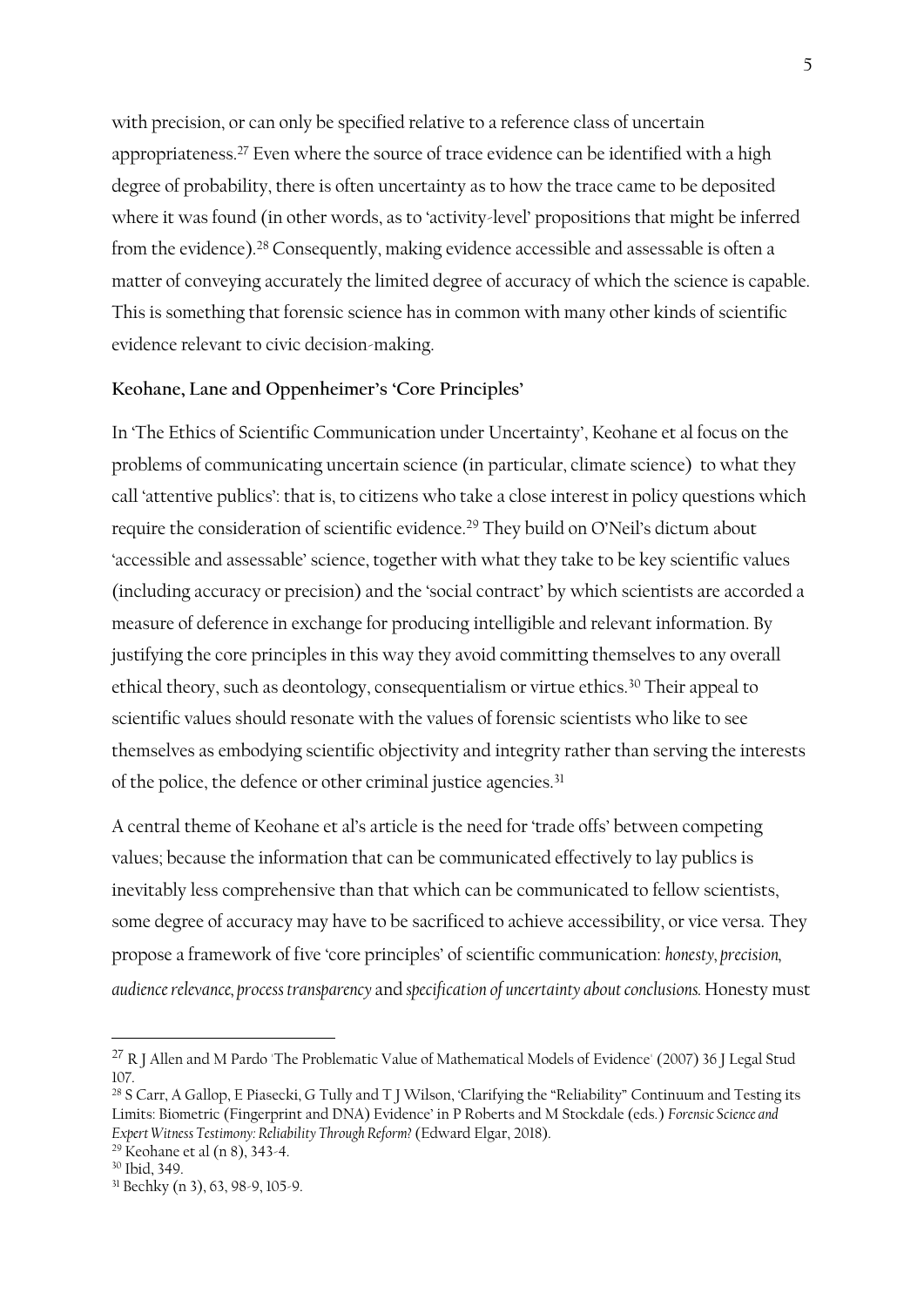with precision, or can only be specified relative to a reference class of uncertain appropriateness.[27] Even where the source of trace evidence can be identified with a high degree of probability, there is often uncertainty as to how the trace came to be deposited where it was found (in other words, as to 'activity-level' propositions that might be inferred from the evidence).[28] Consequently, making evidence accessible and assessable is often a matter of conveying accurately the limited degree of accuracy of which the science is capable. This is something that forensic science has in common with many other kinds of scientific evidence relevant to civic decision-making.

**Keohane, Lane and Oppenheimer's 'Core Principles'**

In 'The Ethics of Scientific Communication under Uncertainty', Keohane et al focus on the problems of communicating uncertain science (in particular, climate science) to what they call 'attentive publics': that is, to citizens who take a close interest in policy questions which require the consideration of scientific evidence.[29] They build on O'Neil's dictum about 'accessible and assessable' science, together with what they take to be key scientific values (including accuracy or precision) and the 'social contract' by which scientists are accorded a measure of deference in exchange for producing intelligible and relevant information. By justifying the core principles in this way they avoid committing themselves to any overall ethical theory, such as deontology, consequentialism or virtue ethics.[30] Their appeal to scientific values should resonate with the values of forensic scientists who like to see themselves as embodying scientific objectivity and integrity rather than serving the interests of the police, the defence or other criminal justice agencies.[31]

A central theme of Keohane et al's article is the need for 'trade offs' between competing values; because the information that can be communicated effectively to lay publics is inevitably less comprehensive than that which can be communicated to fellow scientists, some degree of accuracy may have to be sacrificed to achieve accessibility, or vice versa. They propose a framework of five 'core principles' of scientific communication: *honesty*, *precision*, *audience relevance*, *process transparency* and *specification of uncertainty about conclusions*. Honesty must

---

[27] R J Allen and M Pardo 'The Problematic Value of Mathematical Models of Evidence' (2007) 36 J Legal Stud 107.

[28] S Carr, A Gallop, E Piasecki, G Tully and T J Wilson, 'Clarifying the "Reliability" Continuum and Testing its Limits: Biometric (Fingerprint and DNA) Evidence' in P Roberts and M Stockdale (eds.) *Forensic Science and Expert Witness Testimony: Reliability Through Reform?* (Edward Elgar, 2018).

[29] Keohane et al (n 8), 343-4.

[30] Ibid, 349.

[31] Bechky (n 3), 63, 98-9, 105-9.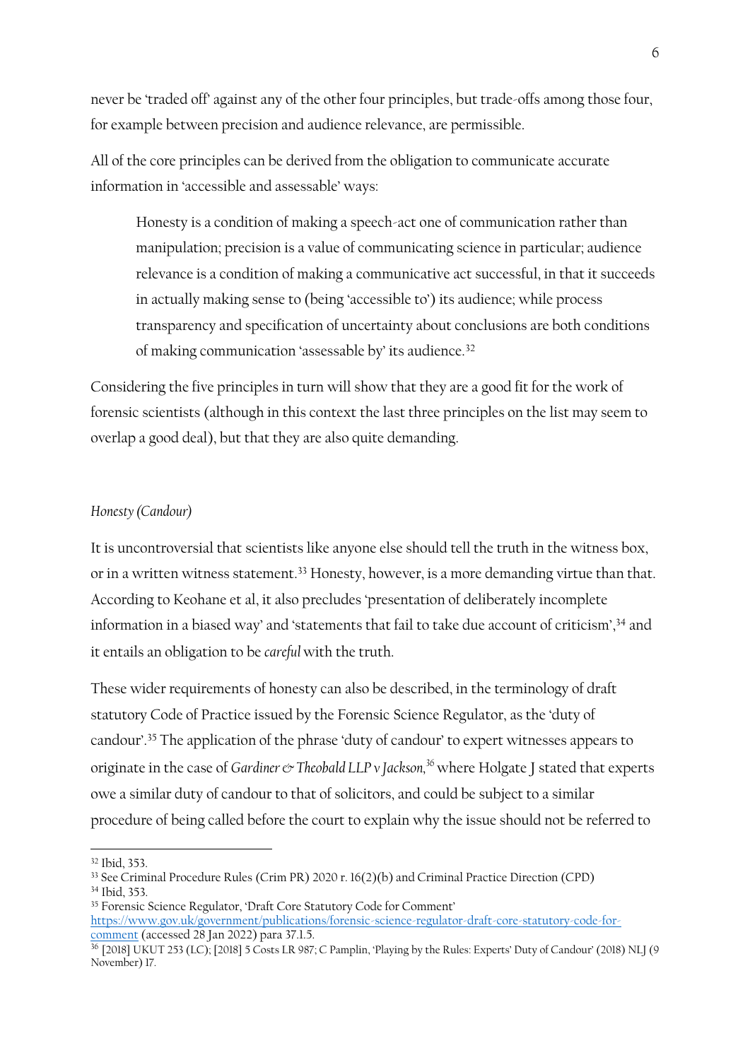never be 'traded off' against any of the other four principles, but trade-offs among those four, for example between precision and audience relevance, are permissible.

All of the core principles can be derived from the obligation to communicate accurate information in 'accessible and assessable' ways:

> Honesty is a condition of making a speech-act one of communication rather than manipulation; precision is a value of communicating science in particular; audience relevance is a condition of making a communicative act successful, in that it succeeds in actually making sense to (being 'accessible to') its audience; while process transparency and specification of uncertainty about conclusions are both conditions of making communication 'assessable by' its audience.[32]

Considering the five principles in turn will show that they are a good fit for the work of forensic scientists (although in this context the last three principles on the list may seem to overlap a good deal), but that they are also quite demanding.

### *Honesty (Candour)*

It is uncontroversial that scientists like anyone else should tell the truth in the witness box, or in a written witness statement.[33] Honesty, however, is a more demanding virtue than that. According to Keohane et al, it also precludes 'presentation of deliberately incomplete information in a biased way' and 'statements that fail to take due account of criticism',[34] and it entails an obligation to be *careful* with the truth.

These wider requirements of honesty can also be described, in the terminology of draft statutory Code of Practice issued by the Forensic Science Regulator, as the 'duty of candour'.[35] The application of the phrase 'duty of candour' to expert witnesses appears to originate in the case of *Gardiner & Theobald LLP v Jackson*,[36] where Holgate J stated that experts owe a similar duty of candour to that of solicitors, and could be subject to a similar procedure of being called before the court to explain why the issue should not be referred to

---

[32] Ibid, 353.

[33] See Criminal Procedure Rules (Crim PR) 2020 r. 16(2)(b) and Criminal Practice Direction (CPD)

[34] Ibid, 353.

[35] Forensic Science Regulator, 'Draft Core Statutory Code for Comment' https://www.gov.uk/government/publications/forensic-science-regulator-draft-core-statutory-code-for-comment (accessed 28 Jan 2022) para 37.1.5.

[36] [2018] UKUT 253 (LC); [2018] 5 Costs LR 987; C Pamplin, 'Playing by the Rules: Experts' Duty of Candour' (2018) NLJ (9 November) 17.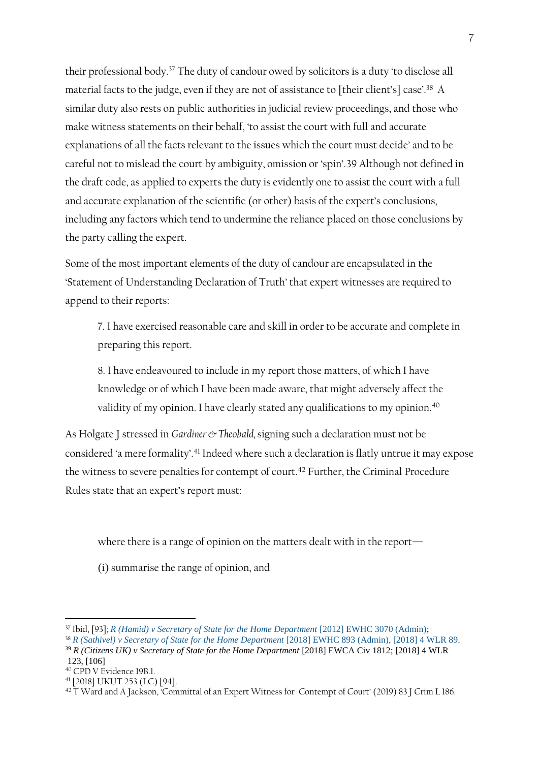their professional body.[37] The duty of candour owed by solicitors is a duty 'to disclose all material facts to the judge, even if they are not of assistance to [their client's] case'.[38] A similar duty also rests on public authorities in judicial review proceedings, and those who make witness statements on their behalf, 'to assist the court with full and accurate explanations of all the facts relevant to the issues which the court must decide' and to be careful not to mislead the court by ambiguity, omission or 'spin'.39 Although not defined in the draft code, as applied to experts the duty is evidently one to assist the court with a full and accurate explanation of the scientific (or other) basis of the expert's conclusions, including any factors which tend to undermine the reliance placed on those conclusions by the party calling the expert.

Some of the most important elements of the duty of candour are encapsulated in the 'Statement of Understanding Declaration of Truth' that expert witnesses are required to append to their reports:

> 7. I have exercised reasonable care and skill in order to be accurate and complete in preparing this report.
>
> 8. I have endeavoured to include in my report those matters, of which I have knowledge or of which I have been made aware, that might adversely affect the validity of my opinion. I have clearly stated any qualifications to my opinion.[40]

As Holgate J stressed in *Gardiner & Theobald*, signing such a declaration must not be considered 'a mere formality'.[41] Indeed where such a declaration is flatly untrue it may expose the witness to severe penalties for contempt of court.[42] Further, the Criminal Procedure Rules state that an expert's report must:

> where there is a range of opinion on the matters dealt with in the report—
>
> (i) summarise the range of opinion, and

---

[37] Ibid, [93]; *R (Hamid) v Secretary of State for the Home Department* [2012] EWHC 3070 (Admin);

[38] *R (Sathivel) v Secretary of State for the Home Department* [2018] EWHC 893 (Admin), [2018] 4 WLR 89.

[39] ***R (Citizens UK) v Secretary of State for the Home Department*** [2018] EWCA Civ 1812; [2018] 4 WLR 123, [106]

[40] CPD V Evidence 19B.1.

[41] [2018] UKUT 253 (LC) [94].

[42] T Ward and A Jackson, 'Committal of an Expert Witness for Contempt of Court' (2019) 83 J Crim L 186.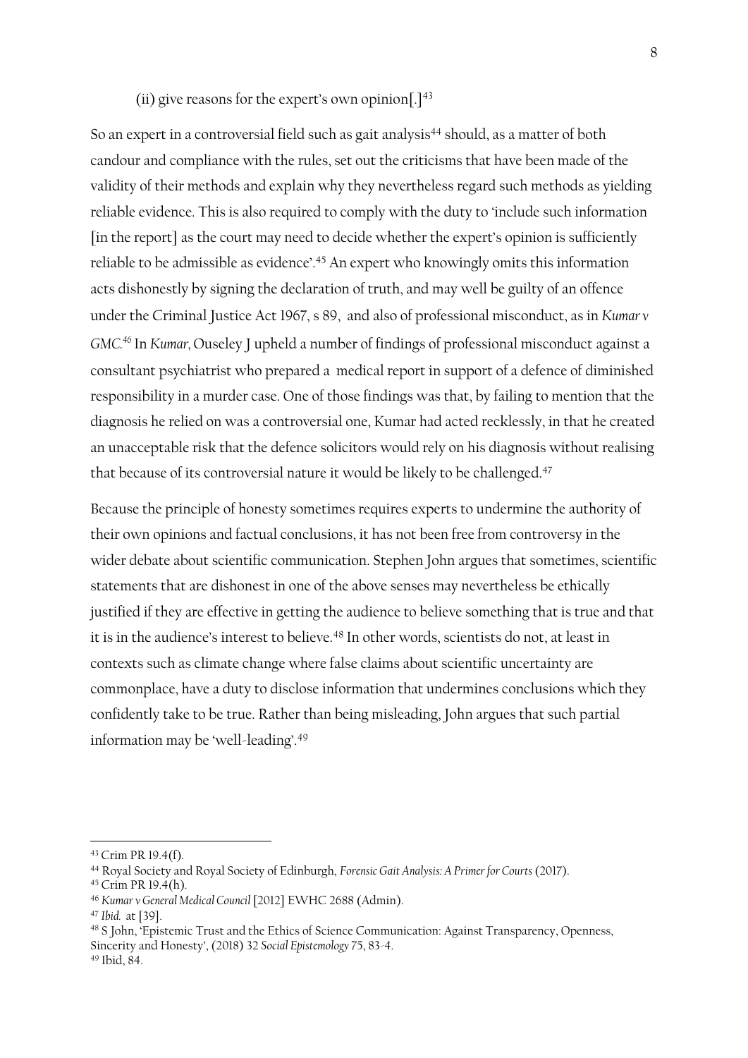(ii) give reasons for the expert's own opinion[.][43]

So an expert in a controversial field such as gait analysis[44] should, as a matter of both candour and compliance with the rules, set out the criticisms that have been made of the validity of their methods and explain why they nevertheless regard such methods as yielding reliable evidence. This is also required to comply with the duty to 'include such information [in the report] as the court may need to decide whether the expert's opinion is sufficiently reliable to be admissible as evidence'.[45] An expert who knowingly omits this information acts dishonestly by signing the declaration of truth, and may well be guilty of an offence under the Criminal Justice Act 1967, s 89, and also of professional misconduct, as in *Kumar v GMC*.[46] In *Kumar*, Ouseley J upheld a number of findings of professional misconduct against a consultant psychiatrist who prepared a medical report in support of a defence of diminished responsibility in a murder case. One of those findings was that, by failing to mention that the diagnosis he relied on was a controversial one, Kumar had acted recklessly, in that he created an unacceptable risk that the defence solicitors would rely on his diagnosis without realising that because of its controversial nature it would be likely to be challenged.[47]

Because the principle of honesty sometimes requires experts to undermine the authority of their own opinions and factual conclusions, it has not been free from controversy in the wider debate about scientific communication. Stephen John argues that sometimes, scientific statements that are dishonest in one of the above senses may nevertheless be ethically justified if they are effective in getting the audience to believe something that is true and that it is in the audience's interest to believe.[48] In other words, scientists do not, at least in contexts such as climate change where false claims about scientific uncertainty are commonplace, have a duty to disclose information that undermines conclusions which they confidently take to be true. Rather than being misleading, John argues that such partial information may be 'well-leading'.[49]

---

[43] Crim PR 19.4(f).

[44] Royal Society and Royal Society of Edinburgh, *Forensic Gait Analysis: A Primer for Courts* (2017).

[45] Crim PR 19.4(h).

[46] *Kumar v General Medical Council* [2012] EWHC 2688 (Admin).

[47] *Ibid.* at [39].

[48] S John, 'Epistemic Trust and the Ethics of Science Communication: Against Transparency, Openness, Sincerity and Honesty', (2018) 32 *Social Epistemology* 75, 83-4.

[49] Ibid, 84.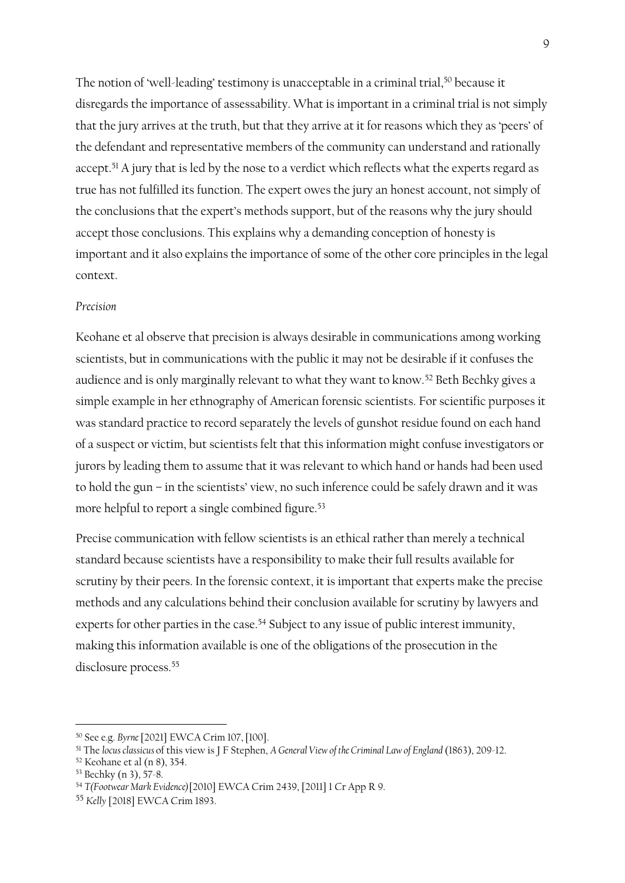The notion of 'well-leading' testimony is unacceptable in a criminal trial,[50] because it disregards the importance of assessability. What is important in a criminal trial is not simply that the jury arrives at the truth, but that they arrive at it for reasons which they as 'peers' of the defendant and representative members of the community can understand and rationally accept.[51] A jury that is led by the nose to a verdict which reflects what the experts regard as true has not fulfilled its function. The expert owes the jury an honest account, not simply of the conclusions that the expert's methods support, but of the reasons why the jury should accept those conclusions. This explains why a demanding conception of honesty is important and it also explains the importance of some of the other core principles in the legal context.

*Precision*

Keohane et al observe that precision is always desirable in communications among working scientists, but in communications with the public it may not be desirable if it confuses the audience and is only marginally relevant to what they want to know.[52] Beth Bechky gives a simple example in her ethnography of American forensic scientists. For scientific purposes it was standard practice to record separately the levels of gunshot residue found on each hand of a suspect or victim, but scientists felt that this information might confuse investigators or jurors by leading them to assume that it was relevant to which hand or hands had been used to hold the gun – in the scientists' view, no such inference could be safely drawn and it was more helpful to report a single combined figure.[53]

Precise communication with fellow scientists is an ethical rather than merely a technical standard because scientists have a responsibility to make their full results available for scrutiny by their peers. In the forensic context, it is important that experts make the precise methods and any calculations behind their conclusion available for scrutiny by lawyers and experts for other parties in the case.[54] Subject to any issue of public interest immunity, making this information available is one of the obligations of the prosecution in the disclosure process.[55]

---

[50] See e.g. *Byrne* [2021] EWCA Crim 107, [100].

[51] The *locus classicus* of this view is J F Stephen, *A General View of the Criminal Law of England* (1863), 209-12.

[52] Keohane et al (n 8), 354.

[53] Bechky (n 3), 57-8.

[54] *T(Footwear Mark Evidence)* [2010] EWCA Crim 2439, [2011] 1 Cr App R 9.

[55] *Kelly* [2018] EWCA Crim 1893.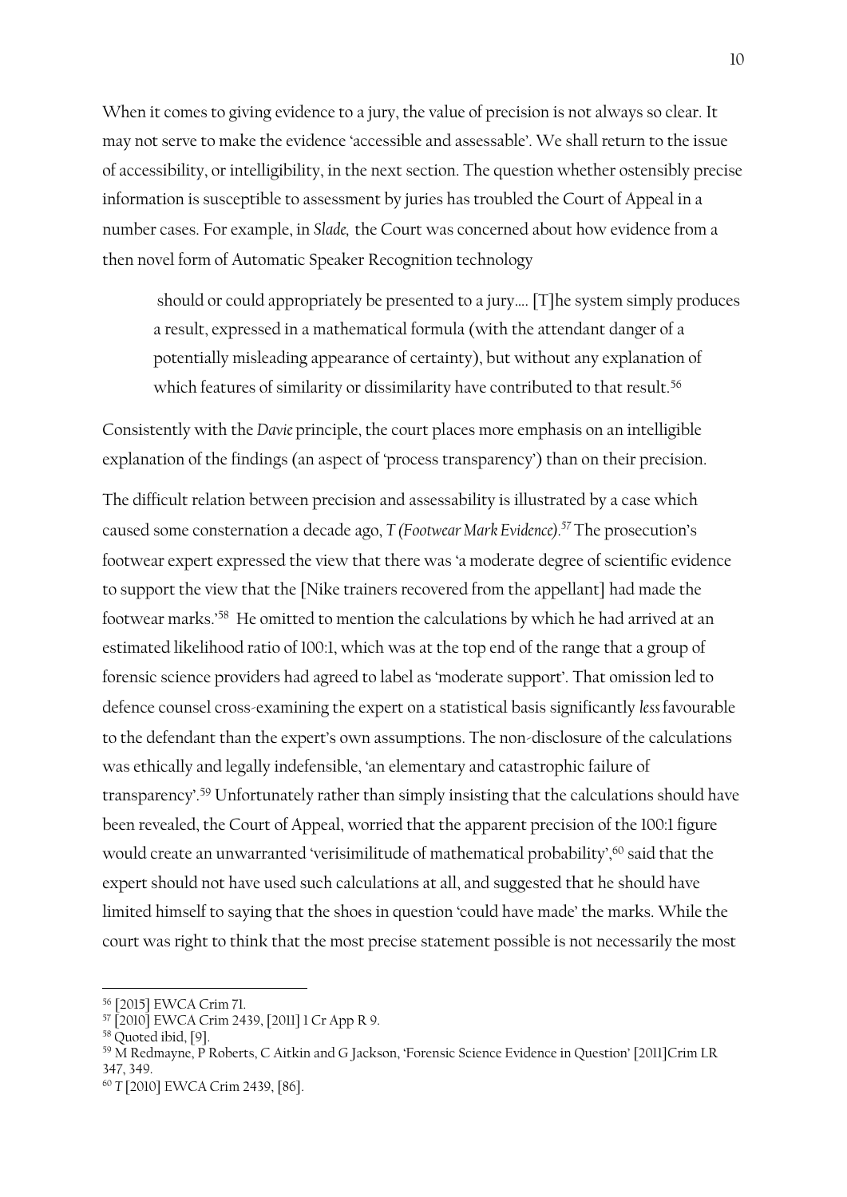When it comes to giving evidence to a jury, the value of precision is not always so clear. It may not serve to make the evidence 'accessible and assessable'. We shall return to the issue of accessibility, or intelligibility, in the next section. The question whether ostensibly precise information is susceptible to assessment by juries has troubled the Court of Appeal in a number cases. For example, in *Slade*, the Court was concerned about how evidence from a then novel form of Automatic Speaker Recognition technology

> should or could appropriately be presented to a jury.... [T]he system simply produces a result, expressed in a mathematical formula (with the attendant danger of a potentially misleading appearance of certainty), but without any explanation of which features of similarity or dissimilarity have contributed to that result.[56]

Consistently with the *Davie* principle, the court places more emphasis on an intelligible explanation of the findings (an aspect of 'process transparency') than on their precision.

The difficult relation between precision and assessability is illustrated by a case which caused some consternation a decade ago, *T (Footwear Mark Evidence)*.[57] The prosecution's footwear expert expressed the view that there was 'a moderate degree of scientific evidence to support the view that the [Nike trainers recovered from the appellant] had made the footwear marks.'[58] He omitted to mention the calculations by which he had arrived at an estimated likelihood ratio of 100:1, which was at the top end of the range that a group of forensic science providers had agreed to label as 'moderate support'. That omission led to defence counsel cross-examining the expert on a statistical basis significantly *less* favourable to the defendant than the expert's own assumptions. The non-disclosure of the calculations was ethically and legally indefensible, 'an elementary and catastrophic failure of transparency'.[59] Unfortunately rather than simply insisting that the calculations should have been revealed, the Court of Appeal, worried that the apparent precision of the 100:1 figure would create an unwarranted 'verisimilitude of mathematical probability',[60] said that the expert should not have used such calculations at all, and suggested that he should have limited himself to saying that the shoes in question 'could have made' the marks. While the court was right to think that the most precise statement possible is not necessarily the most

---

[56] [2015] EWCA Crim 71.

[57] [2010] EWCA Crim 2439, [2011] 1 Cr App R 9.

[58] Quoted ibid, [9].

[59] M Redmayne, P Roberts, C Aitkin and G Jackson, 'Forensic Science Evidence in Question' [2011]Crim LR 347, 349.

[60] *T* [2010] EWCA Crim 2439, [86].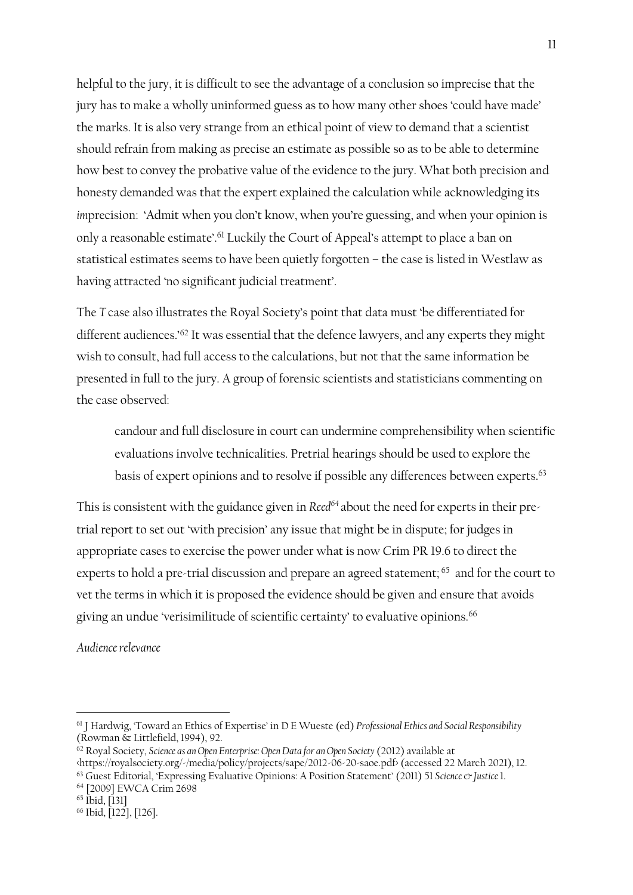helpful to the jury, it is difficult to see the advantage of a conclusion so imprecise that the jury has to make a wholly uninformed guess as to how many other shoes 'could have made' the marks. It is also very strange from an ethical point of view to demand that a scientist should refrain from making as precise an estimate as possible so as to be able to determine how best to convey the probative value of the evidence to the jury. What both precision and honesty demanded was that the expert explained the calculation while acknowledging its *im*precision: 'Admit when you don't know, when you're guessing, and when your opinion is only a reasonable estimate'.[61] Luckily the Court of Appeal's attempt to place a ban on statistical estimates seems to have been quietly forgotten – the case is listed in Westlaw as having attracted 'no significant judicial treatment'.

The *T* case also illustrates the Royal Society's point that data must 'be differentiated for different audiences.'[62] It was essential that the defence lawyers, and any experts they might wish to consult, had full access to the calculations, but not that the same information be presented in full to the jury. A group of forensic scientists and statisticians commenting on the case observed:

> candour and full disclosure in court can undermine comprehensibility when scientific evaluations involve technicalities. Pretrial hearings should be used to explore the basis of expert opinions and to resolve if possible any differences between experts.[63]

This is consistent with the guidance given in *Reed*[64] about the need for experts in their pre-trial report to set out 'with precision' any issue that might be in dispute; for judges in appropriate cases to exercise the power under what is now Crim PR 19.6 to direct the experts to hold a pre-trial discussion and prepare an agreed statement;[65] and for the court to vet the terms in which it is proposed the evidence should be given and ensure that avoids giving an undue 'verisimilitude of scientific certainty' to evaluative opinions.[66]

*Audience relevance*

---

[61] J Hardwig, 'Toward an Ethics of Expertise' in D E Wueste (ed) *Professional Ethics and Social Responsibility* (Rowman & Littlefield, 1994), 92.

[62] Royal Society, *Science as an Open Enterprise: Open Data for an Open Society* (2012) available at <https://royalsociety.org/-/media/policy/projects/sape/2012-06-20-saoe.pdf> (accessed 22 March 2021), 12.

[63] Guest Editorial, 'Expressing Evaluative Opinions: A Position Statement' (2011) 51 *Science & Justice* 1.

[64] [2009] EWCA Crim 2698

[65] Ibid, [131]

[66] Ibid, [122], [126].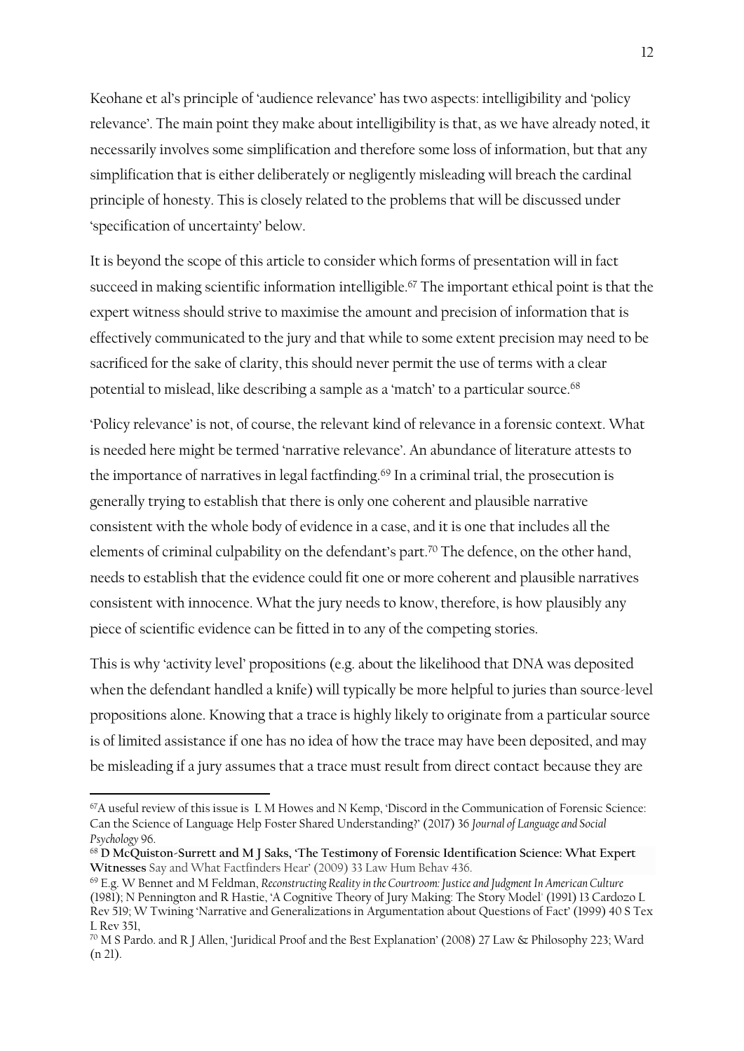Keohane et al's principle of 'audience relevance' has two aspects: intelligibility and 'policy relevance'. The main point they make about intelligibility is that, as we have already noted, it necessarily involves some simplification and therefore some loss of information, but that any simplification that is either deliberately or negligently misleading will breach the cardinal principle of honesty. This is closely related to the problems that will be discussed under 'specification of uncertainty' below.

It is beyond the scope of this article to consider which forms of presentation will in fact succeed in making scientific information intelligible.[67] The important ethical point is that the expert witness should strive to maximise the amount and precision of information that is effectively communicated to the jury and that while to some extent precision may need to be sacrificed for the sake of clarity, this should never permit the use of terms with a clear potential to mislead, like describing a sample as a 'match' to a particular source.[68]

'Policy relevance' is not, of course, the relevant kind of relevance in a forensic context. What is needed here might be termed 'narrative relevance'. An abundance of literature attests to the importance of narratives in legal factfinding.[69] In a criminal trial, the prosecution is generally trying to establish that there is only one coherent and plausible narrative consistent with the whole body of evidence in a case, and it is one that includes all the elements of criminal culpability on the defendant's part.[70] The defence, on the other hand, needs to establish that the evidence could fit one or more coherent and plausible narratives consistent with innocence. What the jury needs to know, therefore, is how plausibly any piece of scientific evidence can be fitted in to any of the competing stories.

This is why 'activity level' propositions (e.g. about the likelihood that DNA was deposited when the defendant handled a knife) will typically be more helpful to juries than source-level propositions alone. Knowing that a trace is highly likely to originate from a particular source is of limited assistance if one has no idea of how the trace may have been deposited, and may be misleading if a jury assumes that a trace must result from direct contact because they are

---

[67] A useful review of this issue is L M Howes and N Kemp, 'Discord in the Communication of Forensic Science: Can the Science of Language Help Foster Shared Understanding?' (2017) 36 *Journal of Language and Social Psychology* 96.

[68] **D McQuiston-Surrett and M J Saks, 'The Testimony of Forensic Identification Science: What Expert Witnesses** Say and What Factfinders Hear' (2009) 33 Law Hum Behav 436.

[69] E.g. W Bennet and M Feldman, *Reconstructing Reality in the Courtroom: Justice and Judgment In American Culture* (1981); N Pennington and R Hastie, 'A Cognitive Theory of Jury Making: The Story Model' (1991) 13 Cardozo L Rev 519; W Twining 'Narrative and Generalizations in Argumentation about Questions of Fact' (1999) 40 S Tex L Rev 351,

[70] M S Pardo. and R J Allen, 'Juridical Proof and the Best Explanation' (2008) 27 Law & Philosophy 223; Ward (n 21).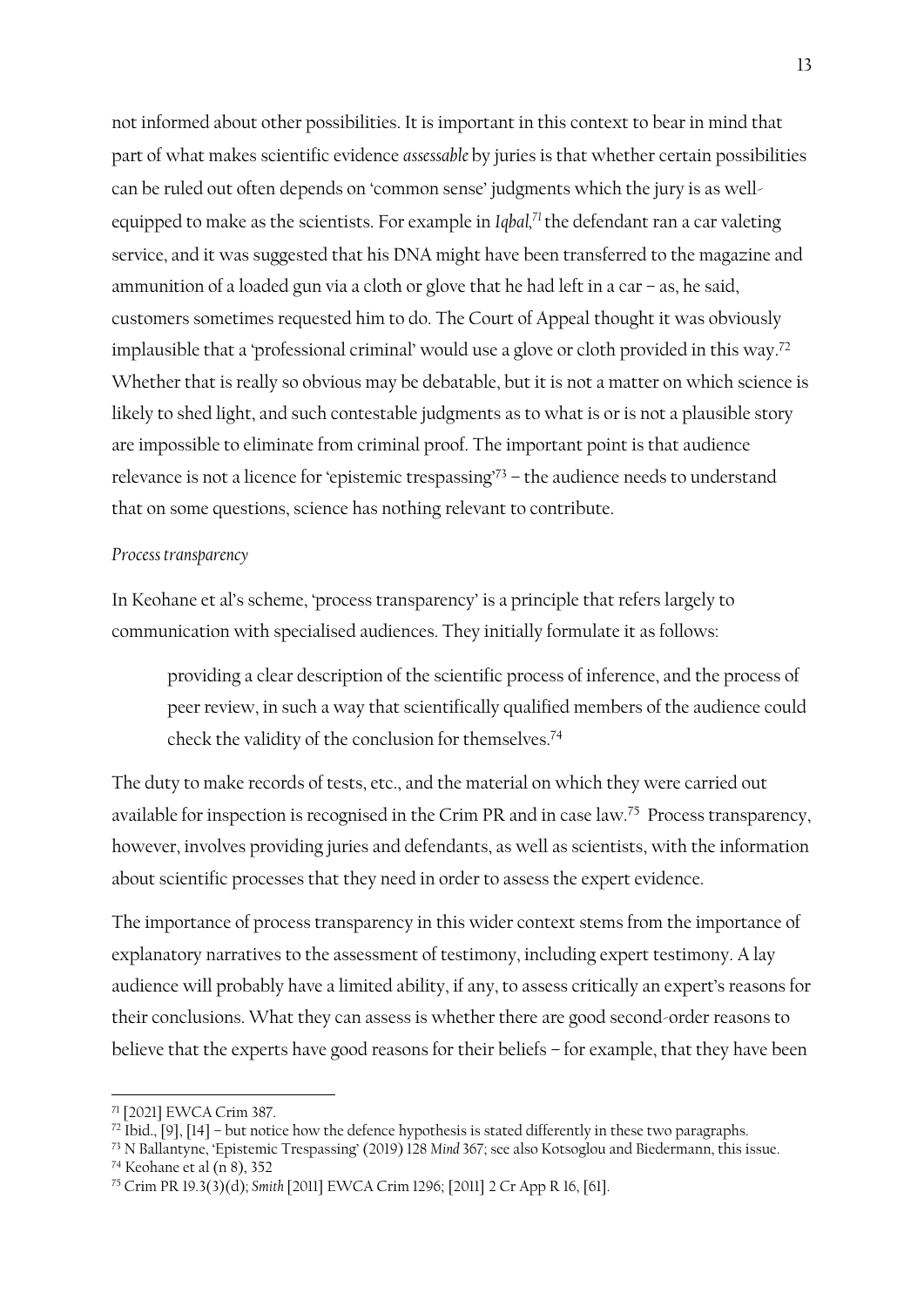not informed about other possibilities. It is important in this context to bear in mind that part of what makes scientific evidence *assessable* by juries is that whether certain possibilities can be ruled out often depends on 'common sense' judgments which the jury is as well-equipped to make as the scientists. For example in *Iqbal*,[71] the defendant ran a car valeting service, and it was suggested that his DNA might have been transferred to the magazine and ammunition of a loaded gun via a cloth or glove that he had left in a car – as, he said, customers sometimes requested him to do. The Court of Appeal thought it was obviously implausible that a 'professional criminal' would use a glove or cloth provided in this way.[72] Whether that is really so obvious may be debatable, but it is not a matter on which science is likely to shed light, and such contestable judgments as to what is or is not a plausible story are impossible to eliminate from criminal proof. The important point is that audience relevance is not a licence for 'epistemic trespassing'[73] – the audience needs to understand that on some questions, science has nothing relevant to contribute.

*Process transparency*

In Keohane et al's scheme, 'process transparency' is a principle that refers largely to communication with specialised audiences. They initially formulate it as follows:

> providing a clear description of the scientific process of inference, and the process of peer review, in such a way that scientifically qualified members of the audience could check the validity of the conclusion for themselves.[74]

The duty to make records of tests, etc., and the material on which they were carried out available for inspection is recognised in the Crim PR and in case law.[75] Process transparency, however, involves providing juries and defendants, as well as scientists, with the information about scientific processes that they need in order to assess the expert evidence.

The importance of process transparency in this wider context stems from the importance of explanatory narratives to the assessment of testimony, including expert testimony. A lay audience will probably have a limited ability, if any, to assess critically an expert's reasons for their conclusions. What they can assess is whether there are good second-order reasons to believe that the experts have good reasons for their beliefs – for example, that they have been

---

[71] [2021] EWCA Crim 387.

[72] Ibid., [9], [14] – but notice how the defence hypothesis is stated differently in these two paragraphs.

[73] N Ballantyne, 'Epistemic Trespassing' (2019) 128 *Mind* 367; see also Kotsoglou and Biedermann, this issue.

[74] Keohane et al (n 8), 352

[75] Crim PR 19.3(3)(d); *Smith* [2011] EWCA Crim 1296; [2011] 2 Cr App R 16, [61].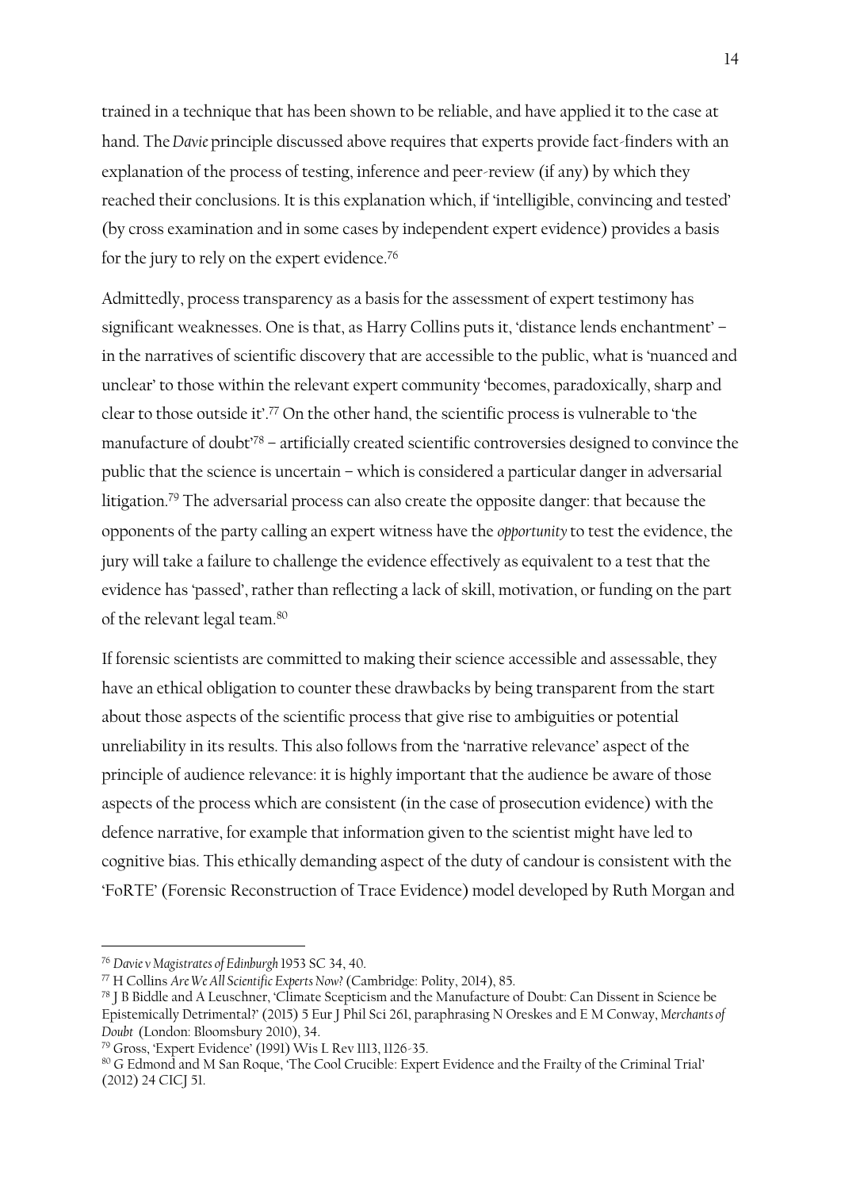trained in a technique that has been shown to be reliable, and have applied it to the case at hand. The *Davie* principle discussed above requires that experts provide fact-finders with an explanation of the process of testing, inference and peer-review (if any) by which they reached their conclusions. It is this explanation which, if 'intelligible, convincing and tested' (by cross examination and in some cases by independent expert evidence) provides a basis for the jury to rely on the expert evidence.[76]

Admittedly, process transparency as a basis for the assessment of expert testimony has significant weaknesses. One is that, as Harry Collins puts it, 'distance lends enchantment' – in the narratives of scientific discovery that are accessible to the public, what is 'nuanced and unclear' to those within the relevant expert community 'becomes, paradoxically, sharp and clear to those outside it'.[77] On the other hand, the scientific process is vulnerable to 'the manufacture of doubt'[78] – artificially created scientific controversies designed to convince the public that the science is uncertain – which is considered a particular danger in adversarial litigation.[79] The adversarial process can also create the opposite danger: that because the opponents of the party calling an expert witness have the *opportunity* to test the evidence, the jury will take a failure to challenge the evidence effectively as equivalent to a test that the evidence has 'passed', rather than reflecting a lack of skill, motivation, or funding on the part of the relevant legal team.[80]

If forensic scientists are committed to making their science accessible and assessable, they have an ethical obligation to counter these drawbacks by being transparent from the start about those aspects of the scientific process that give rise to ambiguities or potential unreliability in its results. This also follows from the 'narrative relevance' aspect of the principle of audience relevance: it is highly important that the audience be aware of those aspects of the process which are consistent (in the case of prosecution evidence) with the defence narrative, for example that information given to the scientist might have led to cognitive bias. This ethically demanding aspect of the duty of candour is consistent with the 'FoRTE' (Forensic Reconstruction of Trace Evidence) model developed by Ruth Morgan and

---

[76] *Davie v Magistrates of Edinburgh* 1953 SC 34, 40.

[77] H Collins *Are We All Scientific Experts Now?* (Cambridge: Polity, 2014), 85.

[78] J B Biddle and A Leuschner, 'Climate Scepticism and the Manufacture of Doubt: Can Dissent in Science be Epistemically Detrimental?' (2015) 5 Eur J Phil Sci 261, paraphrasing N Oreskes and E M Conway, *Merchants of Doubt* (London: Bloomsbury 2010), 34.

[79] Gross, 'Expert Evidence' (1991) Wis L Rev 1113, 1126-35.

[80] G Edmond and M San Roque, 'The Cool Crucible: Expert Evidence and the Frailty of the Criminal Trial' (2012) 24 CICJ 51.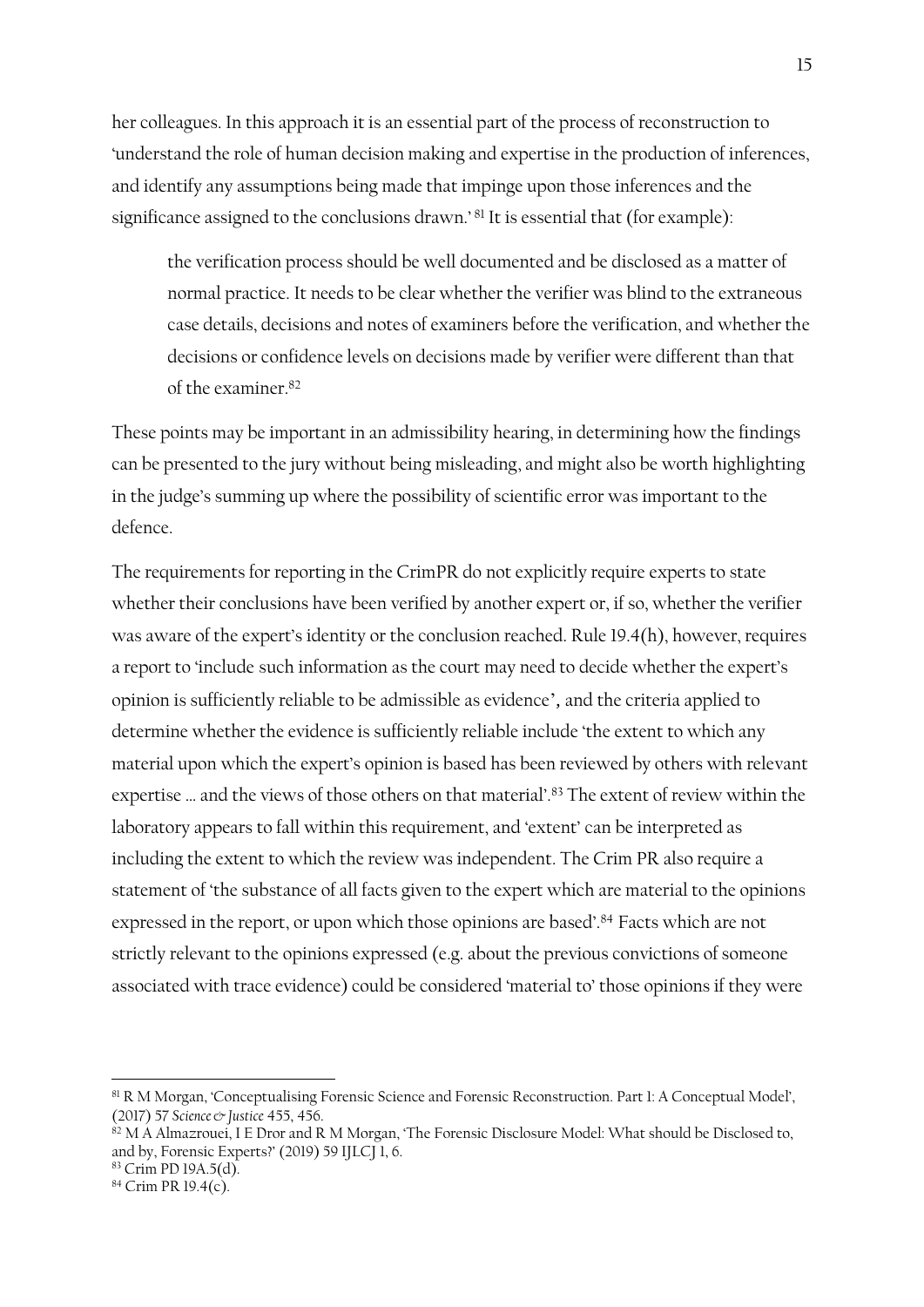her colleagues. In this approach it is an essential part of the process of reconstruction to 'understand the role of human decision making and expertise in the production of inferences, and identify any assumptions being made that impinge upon those inferences and the significance assigned to the conclusions drawn.'[81] It is essential that (for example):

> the verification process should be well documented and be disclosed as a matter of normal practice. It needs to be clear whether the verifier was blind to the extraneous case details, decisions and notes of examiners before the verification, and whether the decisions or confidence levels on decisions made by verifier were different than that of the examiner.[82]

These points may be important in an admissibility hearing, in determining how the findings can be presented to the jury without being misleading, and might also be worth highlighting in the judge's summing up where the possibility of scientific error was important to the defence.

The requirements for reporting in the CrimPR do not explicitly require experts to state whether their conclusions have been verified by another expert or, if so, whether the verifier was aware of the expert's identity or the conclusion reached. Rule 19.4(h), however, requires a report to 'include such information as the court may need to decide whether the expert's opinion is sufficiently reliable to be admissible as evidence', and the criteria applied to determine whether the evidence is sufficiently reliable include 'the extent to which any material upon which the expert's opinion is based has been reviewed by others with relevant expertise … and the views of those others on that material'.[83] The extent of review within the laboratory appears to fall within this requirement, and 'extent' can be interpreted as including the extent to which the review was independent. The Crim PR also require a statement of 'the substance of all facts given to the expert which are material to the opinions expressed in the report, or upon which those opinions are based'.[84] Facts which are not strictly relevant to the opinions expressed (e.g. about the previous convictions of someone associated with trace evidence) could be considered 'material to' those opinions if they were

---

[81] R M Morgan, 'Conceptualising Forensic Science and Forensic Reconstruction. Part 1: A Conceptual Model', (2017) 57 *Science & Justice* 455, 456.

[82] M A Almazrouei, I E Dror and R M Morgan, 'The Forensic Disclosure Model: What should be Disclosed to, and by, Forensic Experts?' (2019) 59 IJLCJ 1, 6.

[83] Crim PD 19A.5(d).

[84] Crim PR 19.4(c).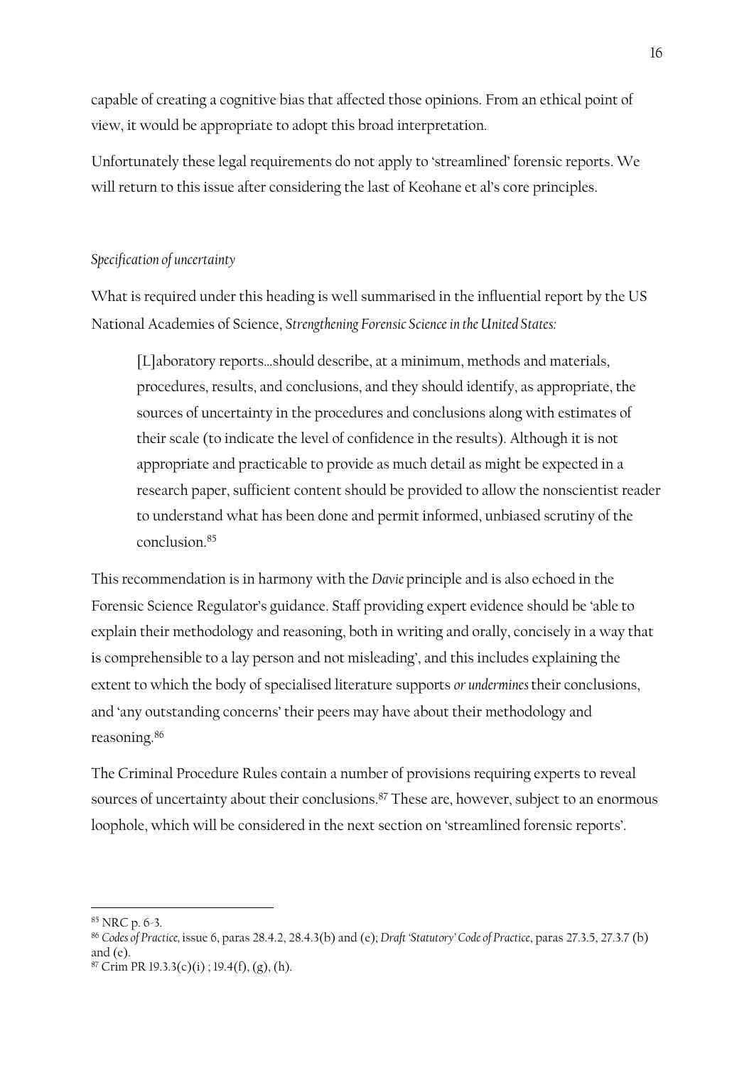capable of creating a cognitive bias that affected those opinions. From an ethical point of view, it would be appropriate to adopt this broad interpretation.

Unfortunately these legal requirements do not apply to 'streamlined' forensic reports. We will return to this issue after considering the last of Keohane et al's core principles.

### *Specification of uncertainty*

What is required under this heading is well summarised in the influential report by the US National Academies of Science, *Strengthening Forensic Science in the United States:*

> [L]aboratory reports…should describe, at a minimum, methods and materials, procedures, results, and conclusions, and they should identify, as appropriate, the sources of uncertainty in the procedures and conclusions along with estimates of their scale (to indicate the level of confidence in the results). Although it is not appropriate and practicable to provide as much detail as might be expected in a research paper, sufficient content should be provided to allow the nonscientist reader to understand what has been done and permit informed, unbiased scrutiny of the conclusion.[85]

This recommendation is in harmony with the *Davie* principle and is also echoed in the Forensic Science Regulator's guidance. Staff providing expert evidence should be 'able to explain their methodology and reasoning, both in writing and orally, concisely in a way that is comprehensible to a lay person and not misleading', and this includes explaining the extent to which the body of specialised literature supports *or undermines* their conclusions, and 'any outstanding concerns' their peers may have about their methodology and reasoning.[86]

The Criminal Procedure Rules contain a number of provisions requiring experts to reveal sources of uncertainty about their conclusions.[87] These are, however, subject to an enormous loophole, which will be considered in the next section on 'streamlined forensic reports'.

---

[85] NRC p. 6-3.

[86] *Codes of Practice*, issue 6, paras 28.4.2, 28.4.3(b) and (e); *Draft 'Statutory' Code of Practice*, paras 27.3.5, 27.3.7 (b) and (e).

[87] Crim PR 19.3.3(c)(i) ; 19.4(f), (g), (h).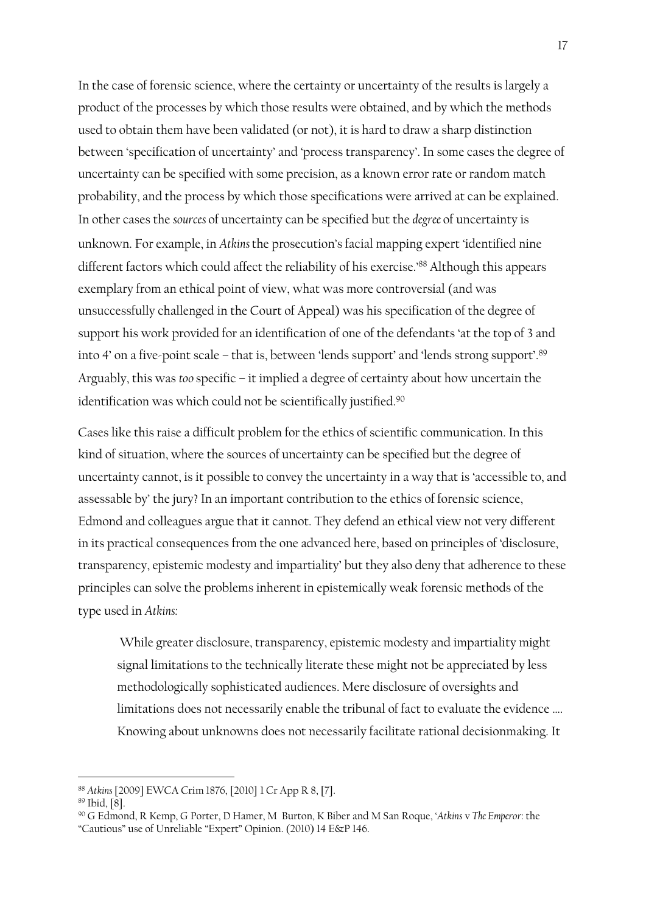In the case of forensic science, where the certainty or uncertainty of the results is largely a product of the processes by which those results were obtained, and by which the methods used to obtain them have been validated (or not), it is hard to draw a sharp distinction between 'specification of uncertainty' and 'process transparency'. In some cases the degree of uncertainty can be specified with some precision, as a known error rate or random match probability, and the process by which those specifications were arrived at can be explained. In other cases the *sources* of uncertainty can be specified but the *degree* of uncertainty is unknown. For example, in *Atkins* the prosecution's facial mapping expert 'identified nine different factors which could affect the reliability of his exercise.'[88] Although this appears exemplary from an ethical point of view, what was more controversial (and was unsuccessfully challenged in the Court of Appeal) was his specification of the degree of support his work provided for an identification of one of the defendants 'at the top of 3 and into 4' on a five-point scale – that is, between 'lends support' and 'lends strong support'.[89] Arguably, this was *too* specific – it implied a degree of certainty about how uncertain the identification was which could not be scientifically justified.[90]

Cases like this raise a difficult problem for the ethics of scientific communication. In this kind of situation, where the sources of uncertainty can be specified but the degree of uncertainty cannot, is it possible to convey the uncertainty in a way that is 'accessible to, and assessable by' the jury? In an important contribution to the ethics of forensic science, Edmond and colleagues argue that it cannot. They defend an ethical view not very different in its practical consequences from the one advanced here, based on principles of 'disclosure, transparency, epistemic modesty and impartiality' but they also deny that adherence to these principles can solve the problems inherent in epistemically weak forensic methods of the type used in *Atkins:*

> While greater disclosure, transparency, epistemic modesty and impartiality might signal limitations to the technically literate these might not be appreciated by less methodologically sophisticated audiences. Mere disclosure of oversights and limitations does not necessarily enable the tribunal of fact to evaluate the evidence …. Knowing about unknowns does not necessarily facilitate rational decisionmaking. It

---

[88] *Atkins* [2009] EWCA Crim 1876, [2010] 1 Cr App R 8, [7].

[89] Ibid, [8].

[90] G Edmond, R Kemp, G Porter, D Hamer, M Burton, K Biber and M San Roque, '*Atkins* v *The Emperor*: the "Cautious" use of Unreliable "Expert" Opinion. (2010) 14 E&P 146.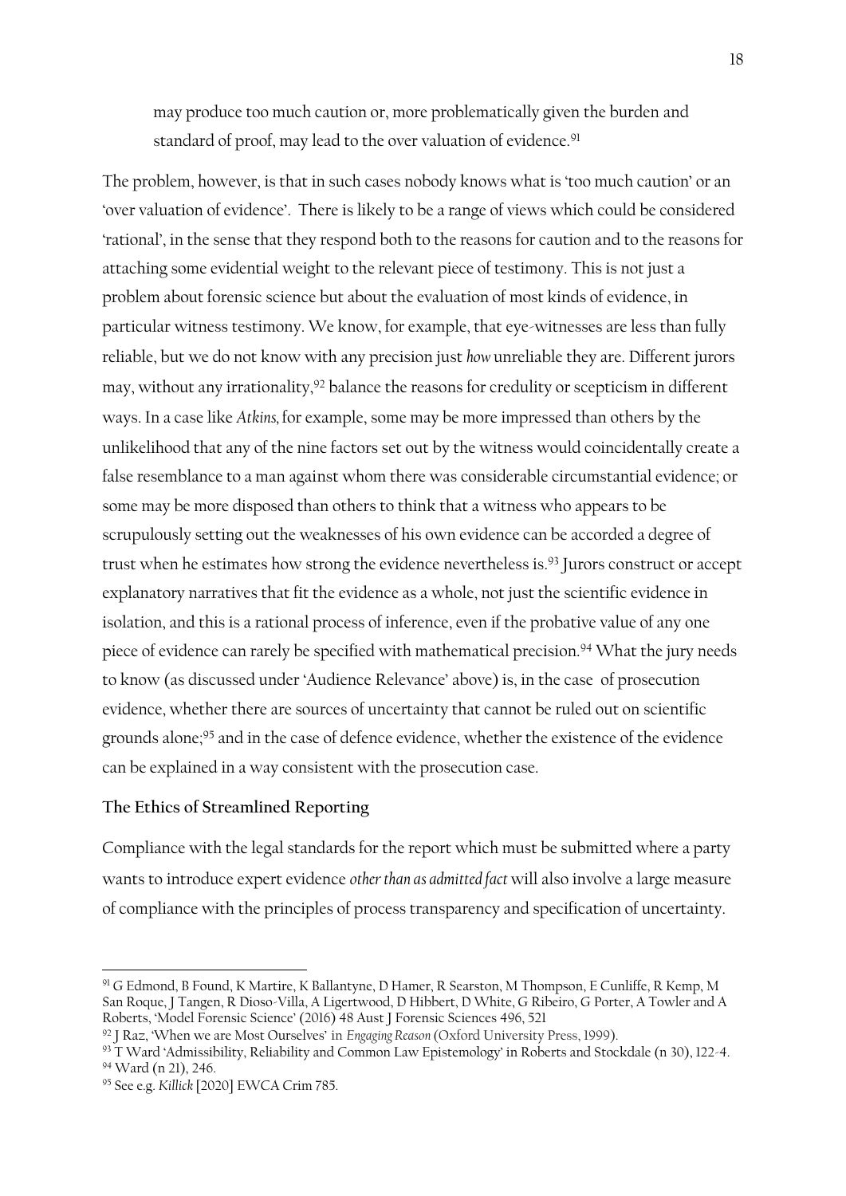> may produce too much caution or, more problematically given the burden and standard of proof, may lead to the over valuation of evidence.[91]

The problem, however, is that in such cases nobody knows what is 'too much caution' or an 'over valuation of evidence'. There is likely to be a range of views which could be considered 'rational', in the sense that they respond both to the reasons for caution and to the reasons for attaching some evidential weight to the relevant piece of testimony. This is not just a problem about forensic science but about the evaluation of most kinds of evidence, in particular witness testimony. We know, for example, that eye-witnesses are less than fully reliable, but we do not know with any precision just *how* unreliable they are. Different jurors may, without any irrationality,[92] balance the reasons for credulity or scepticism in different ways. In a case like *Atkins*, for example, some may be more impressed than others by the unlikelihood that any of the nine factors set out by the witness would coincidentally create a false resemblance to a man against whom there was considerable circumstantial evidence; or some may be more disposed than others to think that a witness who appears to be scrupulously setting out the weaknesses of his own evidence can be accorded a degree of trust when he estimates how strong the evidence nevertheless is.[93] Jurors construct or accept explanatory narratives that fit the evidence as a whole, not just the scientific evidence in isolation, and this is a rational process of inference, even if the probative value of any one piece of evidence can rarely be specified with mathematical precision.[94] What the jury needs to know (as discussed under 'Audience Relevance' above) is, in the case of prosecution evidence, whether there are sources of uncertainty that cannot be ruled out on scientific grounds alone;[95] and in the case of defence evidence, whether the existence of the evidence can be explained in a way consistent with the prosecution case.

**The Ethics of Streamlined Reporting**

Compliance with the legal standards for the report which must be submitted where a party wants to introduce expert evidence *other than as admitted fact* will also involve a large measure of compliance with the principles of process transparency and specification of uncertainty.

---

[91] G Edmond, B Found, K Martire, K Ballantyne, D Hamer, R Searston, M Thompson, E Cunliffe, R Kemp, M San Roque, J Tangen, R Dioso-Villa, A Ligertwood, D Hibbert, D White, G Ribeiro, G Porter, A Towler and A Roberts, 'Model Forensic Science' (2016) 48 Aust J Forensic Sciences 496, 521

[92] J Raz, 'When we are Most Ourselves' in *Engaging Reason* (Oxford University Press, 1999).

[93] T Ward 'Admissibility, Reliability and Common Law Epistemology' in Roberts and Stockdale (n 30), 122-4.

[94] Ward (n 21), 246.

[95] See e.g. *Killick* [2020] EWCA Crim 785.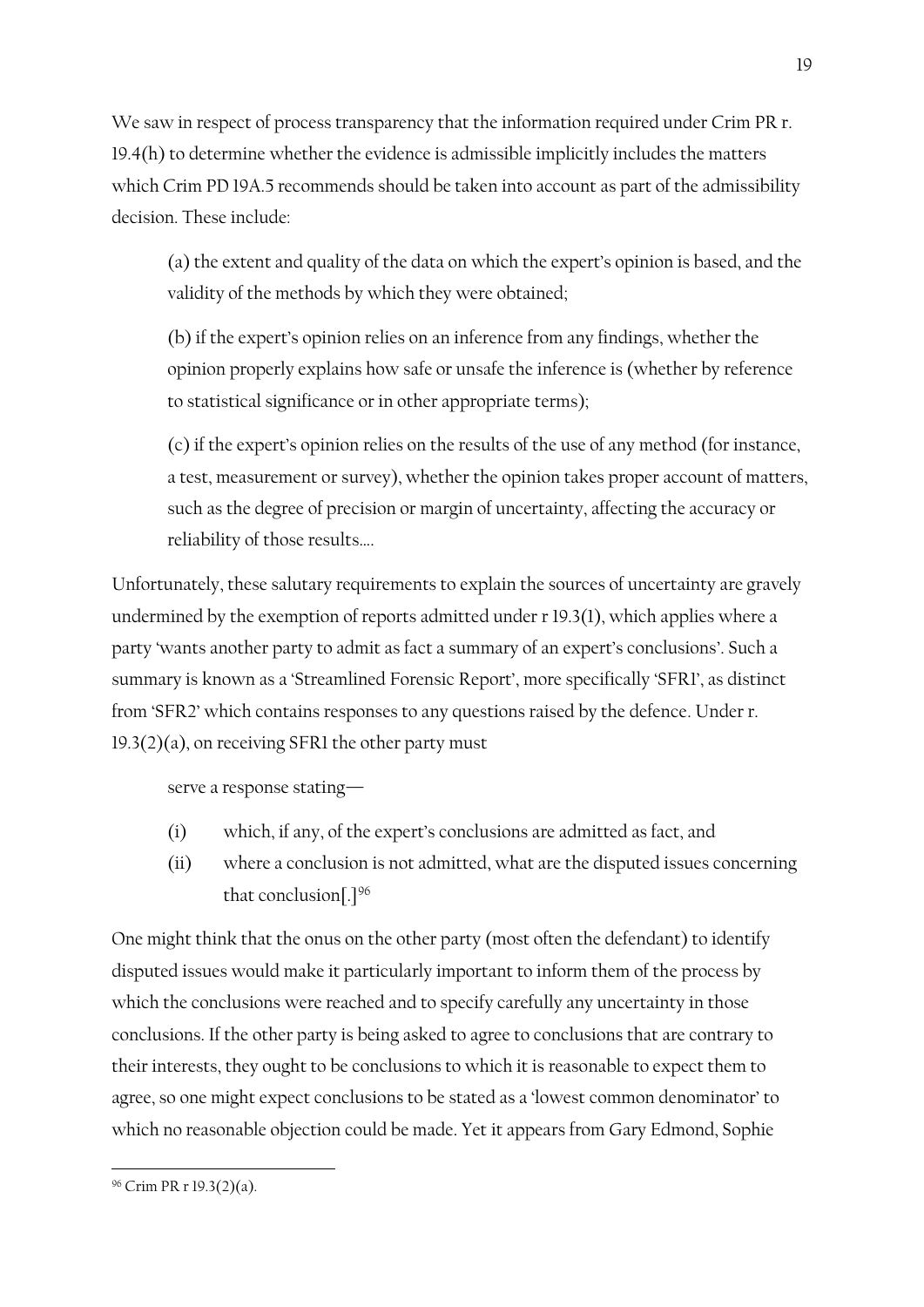We saw in respect of process transparency that the information required under Crim PR r. 19.4(h) to determine whether the evidence is admissible implicitly includes the matters which Crim PD 19A.5 recommends should be taken into account as part of the admissibility decision. These include:

> (a) the extent and quality of the data on which the expert's opinion is based, and the validity of the methods by which they were obtained;
>
> (b) if the expert's opinion relies on an inference from any findings, whether the opinion properly explains how safe or unsafe the inference is (whether by reference to statistical significance or in other appropriate terms);
>
> (c) if the expert's opinion relies on the results of the use of any method (for instance, a test, measurement or survey), whether the opinion takes proper account of matters, such as the degree of precision or margin of uncertainty, affecting the accuracy or reliability of those results….

Unfortunately, these salutary requirements to explain the sources of uncertainty are gravely undermined by the exemption of reports admitted under r 19.3(1), which applies where a party 'wants another party to admit as fact a summary of an expert's conclusions'. Such a summary is known as a 'Streamlined Forensic Report', more specifically 'SFR1', as distinct from 'SFR2' which contains responses to any questions raised by the defence. Under r. 19.3(2)(a), on receiving SFR1 the other party must

> serve a response stating—
>
> (i) which, if any, of the expert's conclusions are admitted as fact, and
>
> (ii) where a conclusion is not admitted, what are the disputed issues concerning that conclusion[.][96]

One might think that the onus on the other party (most often the defendant) to identify disputed issues would make it particularly important to inform them of the process by which the conclusions were reached and to specify carefully any uncertainty in those conclusions. If the other party is being asked to agree to conclusions that are contrary to their interests, they ought to be conclusions to which it is reasonable to expect them to agree, so one might expect conclusions to be stated as a 'lowest common denominator' to which no reasonable objection could be made. Yet it appears from Gary Edmond, Sophie

---

[96] Crim PR r 19.3(2)(a).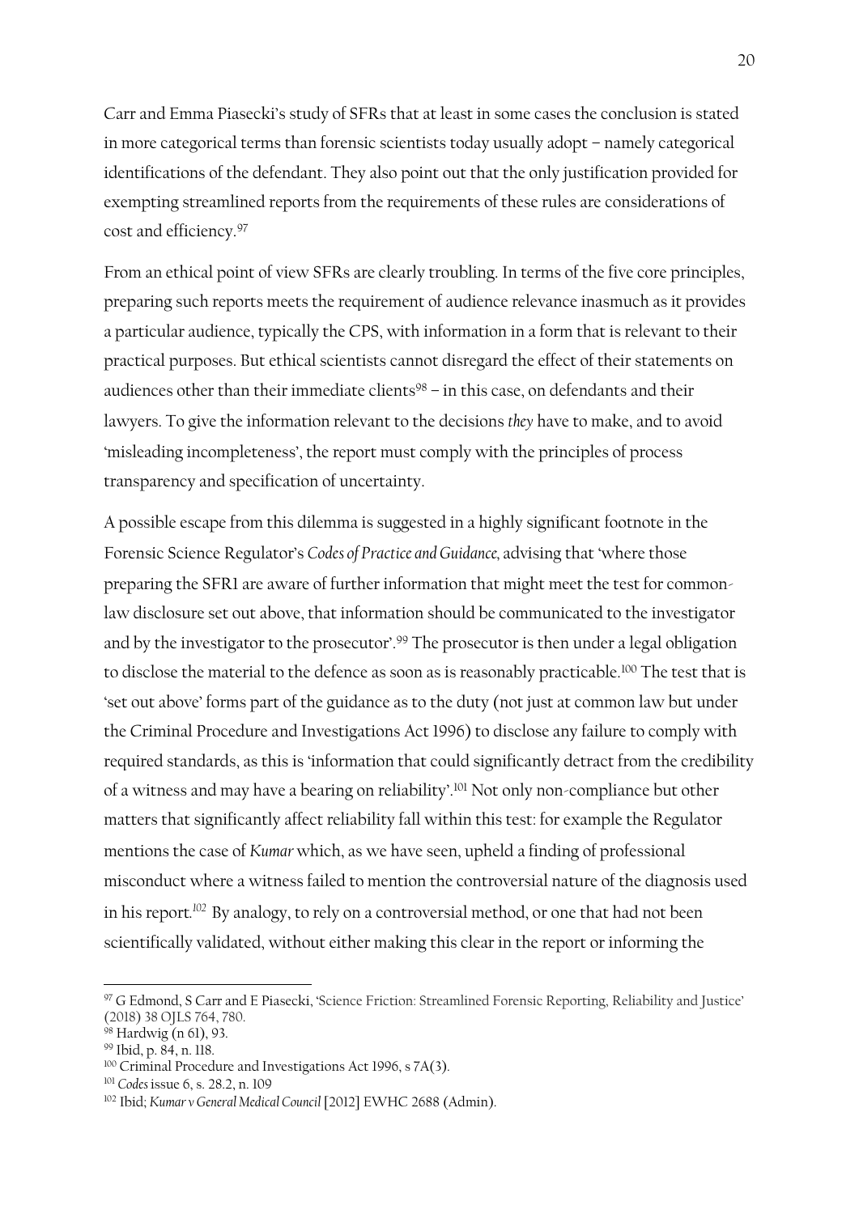Carr and Emma Piasecki's study of SFRs that at least in some cases the conclusion is stated in more categorical terms than forensic scientists today usually adopt – namely categorical identifications of the defendant. They also point out that the only justification provided for exempting streamlined reports from the requirements of these rules are considerations of cost and efficiency.[97]

From an ethical point of view SFRs are clearly troubling. In terms of the five core principles, preparing such reports meets the requirement of audience relevance inasmuch as it provides a particular audience, typically the CPS, with information in a form that is relevant to their practical purposes. But ethical scientists cannot disregard the effect of their statements on audiences other than their immediate clients[98] – in this case, on defendants and their lawyers. To give the information relevant to the decisions *they* have to make, and to avoid 'misleading incompleteness', the report must comply with the principles of process transparency and specification of uncertainty.

A possible escape from this dilemma is suggested in a highly significant footnote in the Forensic Science Regulator's *Codes of Practice and Guidance*, advising that 'where those preparing the SFR1 are aware of further information that might meet the test for common-law disclosure set out above, that information should be communicated to the investigator and by the investigator to the prosecutor'.[99] The prosecutor is then under a legal obligation to disclose the material to the defence as soon as is reasonably practicable.[100] The test that is 'set out above' forms part of the guidance as to the duty (not just at common law but under the Criminal Procedure and Investigations Act 1996) to disclose any failure to comply with required standards, as this is 'information that could significantly detract from the credibility of a witness and may have a bearing on reliability'.[101] Not only non-compliance but other matters that significantly affect reliability fall within this test: for example the Regulator mentions the case of *Kumar* which, as we have seen, upheld a finding of professional misconduct where a witness failed to mention the controversial nature of the diagnosis used in his report.[102] By analogy, to rely on a controversial method, or one that had not been scientifically validated, without either making this clear in the report or informing the

---

[97] G Edmond, S Carr and E Piasecki, 'Science Friction: Streamlined Forensic Reporting, Reliability and Justice' (2018) 38 OJLS 764, 780.

[98] Hardwig (n 61), 93.

[99] Ibid, p. 84, n. 118.

[100] Criminal Procedure and Investigations Act 1996, s 7A(3).

[101] *Codes* issue 6, s. 28.2, n. 109

[102] Ibid; *Kumar v General Medical Council* [2012] EWHC 2688 (Admin).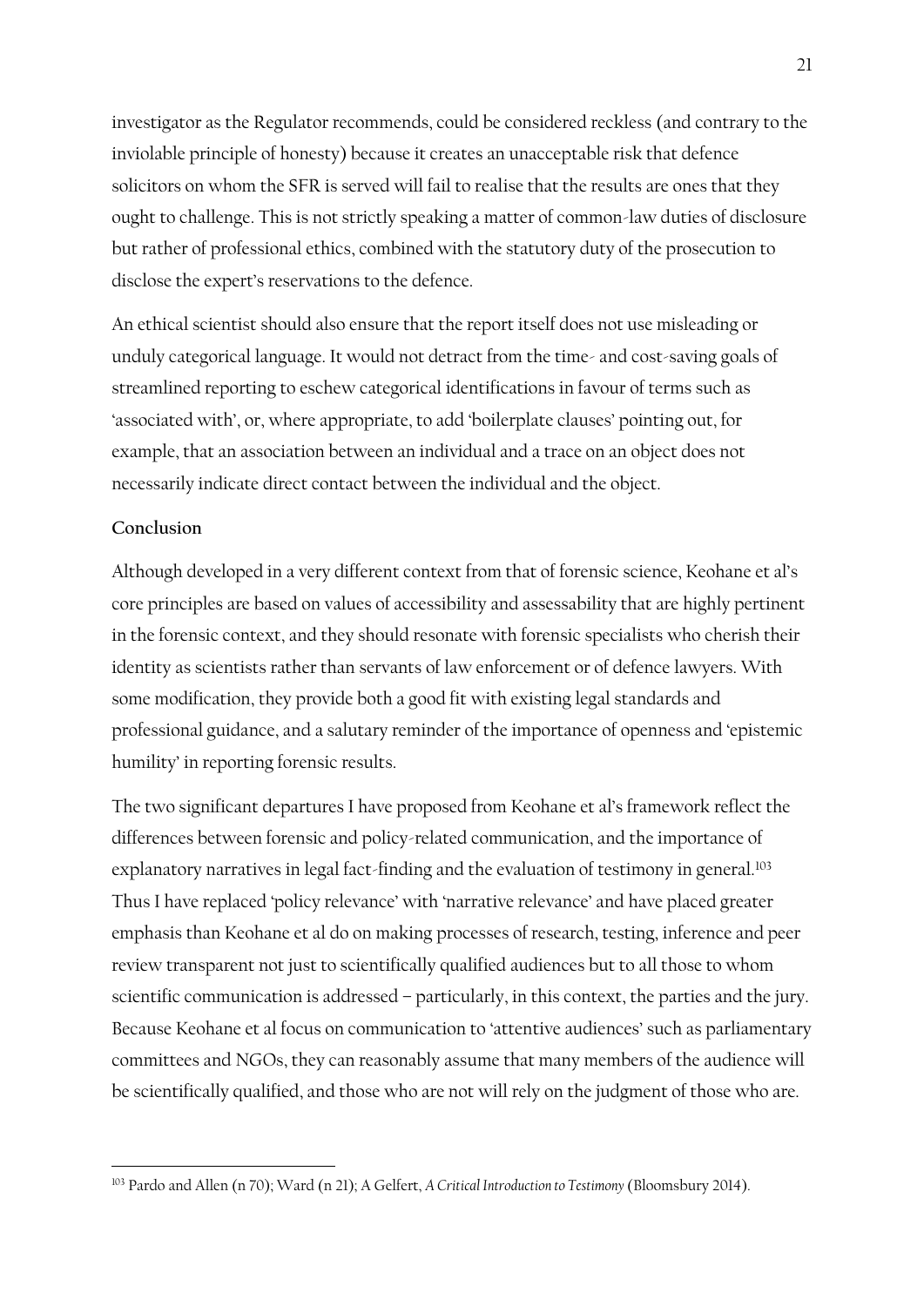investigator as the Regulator recommends, could be considered reckless (and contrary to the inviolable principle of honesty) because it creates an unacceptable risk that defence solicitors on whom the SFR is served will fail to realise that the results are ones that they ought to challenge. This is not strictly speaking a matter of common-law duties of disclosure but rather of professional ethics, combined with the statutory duty of the prosecution to disclose the expert's reservations to the defence.

An ethical scientist should also ensure that the report itself does not use misleading or unduly categorical language. It would not detract from the time- and cost-saving goals of streamlined reporting to eschew categorical identifications in favour of terms such as 'associated with', or, where appropriate, to add 'boilerplate clauses' pointing out, for example, that an association between an individual and a trace on an object does not necessarily indicate direct contact between the individual and the object.

## Conclusion

Although developed in a very different context from that of forensic science, Keohane et al's core principles are based on values of accessibility and assessability that are highly pertinent in the forensic context, and they should resonate with forensic specialists who cherish their identity as scientists rather than servants of law enforcement or of defence lawyers. With some modification, they provide both a good fit with existing legal standards and professional guidance, and a salutary reminder of the importance of openness and 'epistemic humility' in reporting forensic results.

The two significant departures I have proposed from Keohane et al's framework reflect the differences between forensic and policy-related communication, and the importance of explanatory narratives in legal fact-finding and the evaluation of testimony in general.[103] Thus I have replaced 'policy relevance' with 'narrative relevance' and have placed greater emphasis than Keohane et al do on making processes of research, testing, inference and peer review transparent not just to scientifically qualified audiences but to all those to whom scientific communication is addressed – particularly, in this context, the parties and the jury. Because Keohane et al focus on communication to 'attentive audiences' such as parliamentary committees and NGOs, they can reasonably assume that many members of the audience will be scientifically qualified, and those who are not will rely on the judgment of those who are.

---

[103] Pardo and Allen (n 70); Ward (n 21); A Gelfert, *A Critical Introduction to Testimony* (Bloomsbury 2014).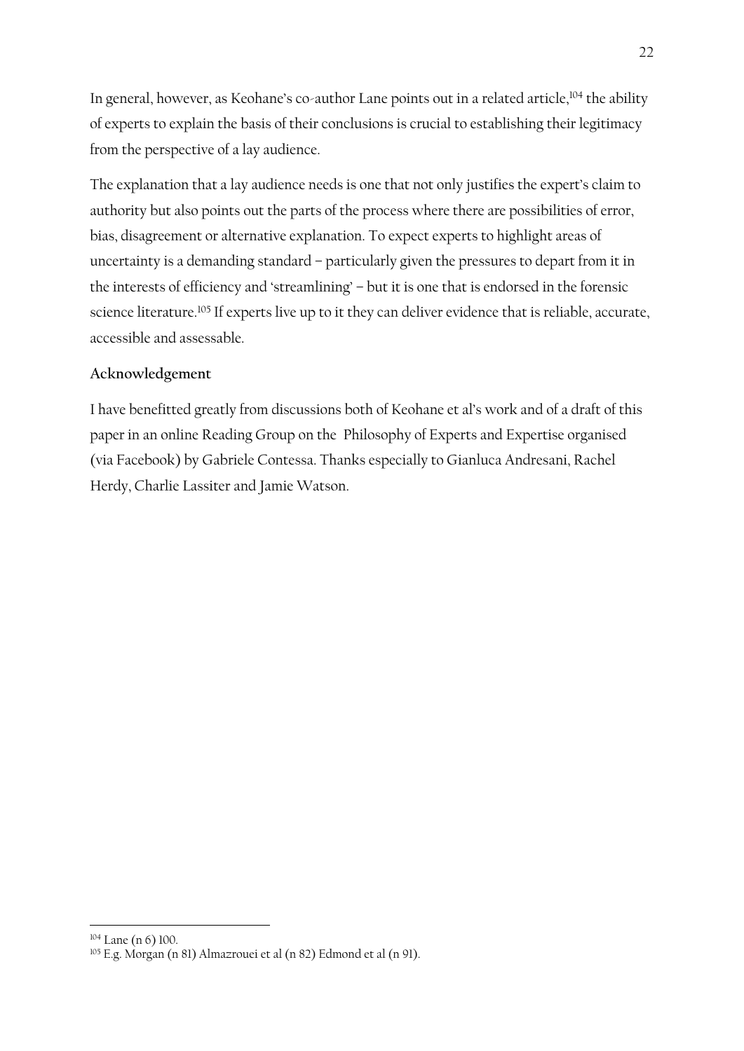In general, however, as Keohane's co-author Lane points out in a related article,[104] the ability of experts to explain the basis of their conclusions is crucial to establishing their legitimacy from the perspective of a lay audience.

The explanation that a lay audience needs is one that not only justifies the expert's claim to authority but also points out the parts of the process where there are possibilities of error, bias, disagreement or alternative explanation. To expect experts to highlight areas of uncertainty is a demanding standard – particularly given the pressures to depart from it in the interests of efficiency and 'streamlining' – but it is one that is endorsed in the forensic science literature.[105] If experts live up to it they can deliver evidence that is reliable, accurate, accessible and assessable.

## Acknowledgement

I have benefitted greatly from discussions both of Keohane et al's work and of a draft of this paper in an online Reading Group on the Philosophy of Experts and Expertise organised (via Facebook) by Gabriele Contessa. Thanks especially to Gianluca Andresani, Rachel Herdy, Charlie Lassiter and Jamie Watson.

---

[104] Lane (n 6) 100.

[105] E.g. Morgan (n 81) Almazrouei et al (n 82) Edmond et al (n 91).